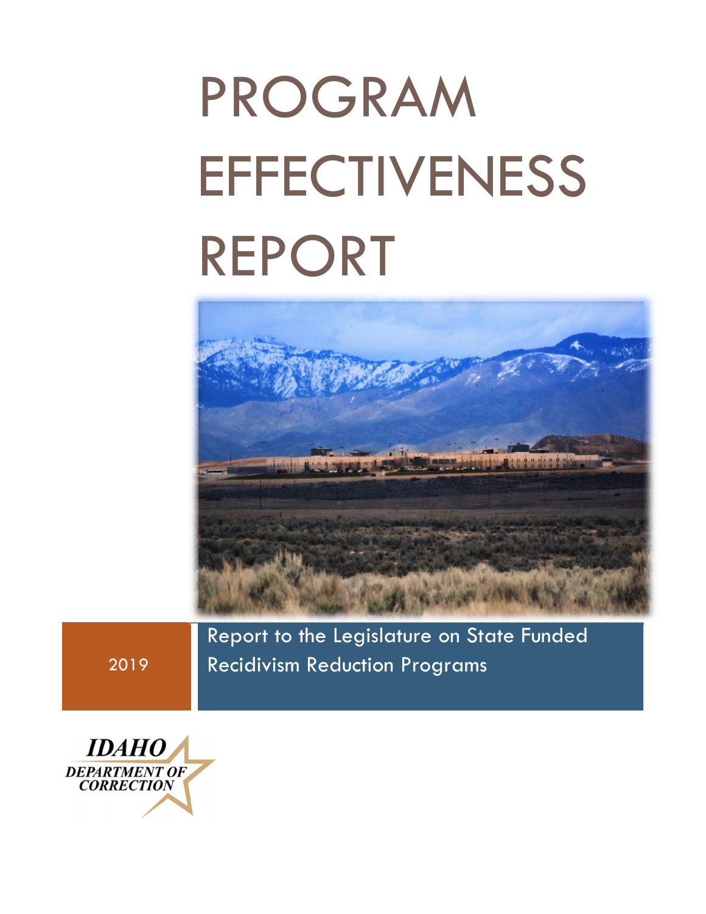# PROGRAM EFFECTIVENESS REPORT

2019

Report to the Legislature on State Funded Recidivism Reduction Programs

IDAHO DEPARTMENT OF CORRECTION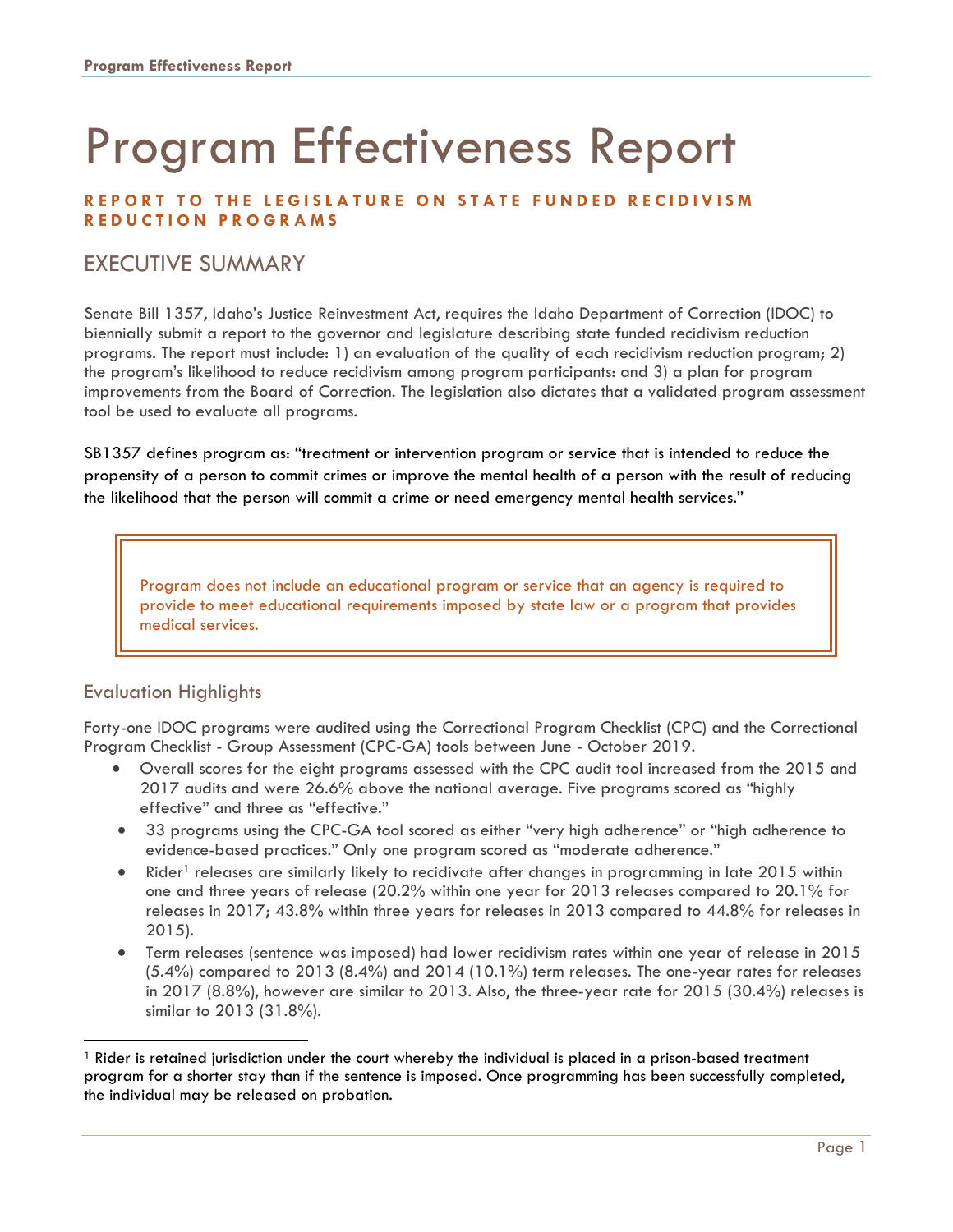# Program Effectiveness Report

**REPORT TO THE LEGISLATURE ON STATE FUNDED RECIDIVISM REDUCTION PROGRAMS**

## EXECUTIVE SUMMARY

Senate Bill 1357, Idaho's Justice Reinvestment Act, requires the Idaho Department of Correction (IDOC) to biennially submit a report to the governor and legislature describing state funded recidivism reduction programs. The report must include: 1) an evaluation of the quality of each recidivism reduction program; 2) the program's likelihood to reduce recidivism among program participants: and 3) a plan for program improvements from the Board of Correction. The legislation also dictates that a validated program assessment tool be used to evaluate all programs.

SB1357 defines program as: "treatment or intervention program or service that is intended to reduce the propensity of a person to commit crimes or improve the mental health of a person with the result of reducing the likelihood that the person will commit a crime or need emergency mental health services."

> Program does not include an educational program or service that an agency is required to provide to meet educational requirements imposed by state law or a program that provides medical services.

### Evaluation Highlights

Forty-one IDOC programs were audited using the Correctional Program Checklist (CPC) and the Correctional Program Checklist - Group Assessment (CPC-GA) tools between June - October 2019.

- Overall scores for the eight programs assessed with the CPC audit tool increased from the 2015 and 2017 audits and were 26.6% above the national average. Five programs scored as "highly effective" and three as "effective."
- 33 programs using the CPC-GA tool scored as either "very high adherence" or "high adherence to evidence-based practices." Only one program scored as "moderate adherence."
- Rider[1] releases are similarly likely to recidivate after changes in programming in late 2015 within one and three years of release (20.2% within one year for 2013 releases compared to 20.1% for releases in 2017; 43.8% within three years for releases in 2013 compared to 44.8% for releases in 2015).
- Term releases (sentence was imposed) had lower recidivism rates within one year of release in 2015 (5.4%) compared to 2013 (8.4%) and 2014 (10.1%) term releases. The one-year rates for releases in 2017 (8.8%), however are similar to 2013. Also, the three-year rate for 2015 (30.4%) releases is similar to 2013 (31.8%).

[1] Rider is retained jurisdiction under the court whereby the individual is placed in a prison-based treatment program for a shorter stay than if the sentence is imposed. Once programming has been successfully completed, the individual may be released on probation.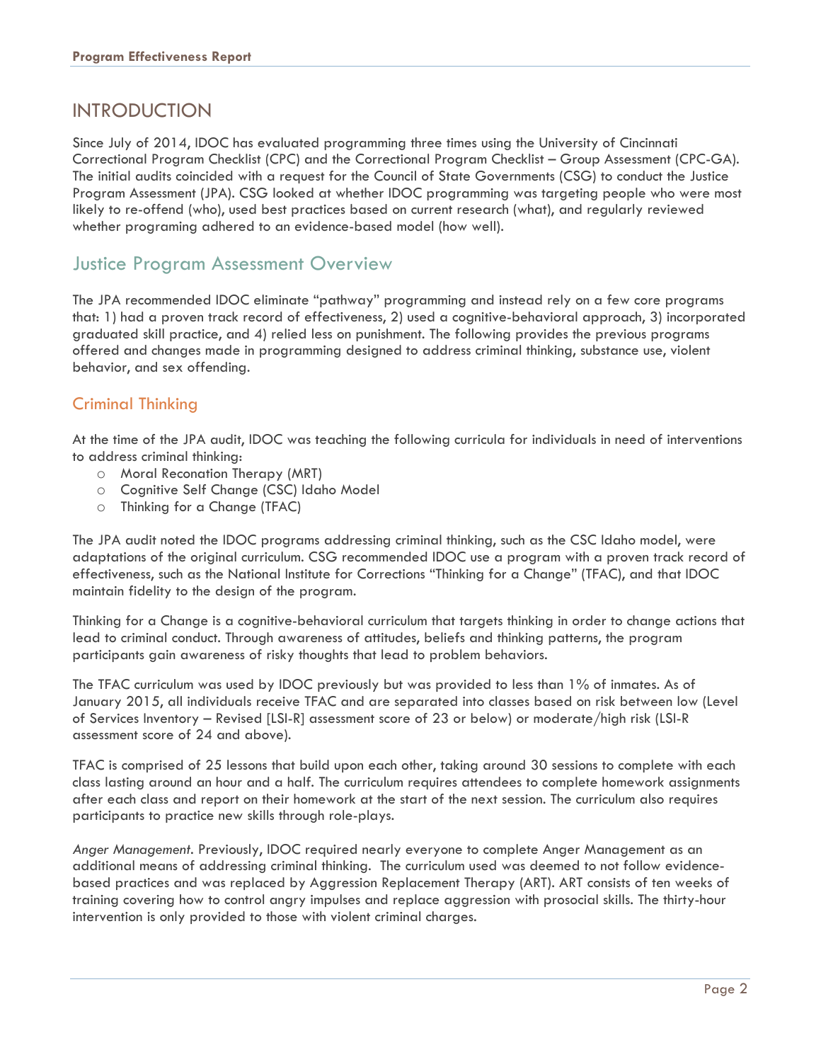# INTRODUCTION

Since July of 2014, IDOC has evaluated programming three times using the University of Cincinnati Correctional Program Checklist (CPC) and the Correctional Program Checklist – Group Assessment (CPC-GA). The initial audits coincided with a request for the Council of State Governments (CSG) to conduct the Justice Program Assessment (JPA). CSG looked at whether IDOC programming was targeting people who were most likely to re-offend (who), used best practices based on current research (what), and regularly reviewed whether programing adhered to an evidence-based model (how well).

## Justice Program Assessment Overview

The JPA recommended IDOC eliminate "pathway" programming and instead rely on a few core programs that: 1) had a proven track record of effectiveness, 2) used a cognitive-behavioral approach, 3) incorporated graduated skill practice, and 4) relied less on punishment. The following provides the previous programs offered and changes made in programming designed to address criminal thinking, substance use, violent behavior, and sex offending.

### Criminal Thinking

At the time of the JPA audit, IDOC was teaching the following curricula for individuals in need of interventions to address criminal thinking:

- Moral Reconation Therapy (MRT)
- Cognitive Self Change (CSC) Idaho Model
- Thinking for a Change (TFAC)

The JPA audit noted the IDOC programs addressing criminal thinking, such as the CSC Idaho model, were adaptations of the original curriculum. CSG recommended IDOC use a program with a proven track record of effectiveness, such as the National Institute for Corrections "Thinking for a Change" (TFAC), and that IDOC maintain fidelity to the design of the program.

Thinking for a Change is a cognitive-behavioral curriculum that targets thinking in order to change actions that lead to criminal conduct. Through awareness of attitudes, beliefs and thinking patterns, the program participants gain awareness of risky thoughts that lead to problem behaviors.

The TFAC curriculum was used by IDOC previously but was provided to less than 1% of inmates. As of January 2015, all individuals receive TFAC and are separated into classes based on risk between low (Level of Services Inventory – Revised [LSI-R] assessment score of 23 or below) or moderate/high risk (LSI-R assessment score of 24 and above).

TFAC is comprised of 25 lessons that build upon each other, taking around 30 sessions to complete with each class lasting around an hour and a half. The curriculum requires attendees to complete homework assignments after each class and report on their homework at the start of the next session. The curriculum also requires participants to practice new skills through role-plays.

*Anger Management*. Previously, IDOC required nearly everyone to complete Anger Management as an additional means of addressing criminal thinking. The curriculum used was deemed to not follow evidence-based practices and was replaced by Aggression Replacement Therapy (ART). ART consists of ten weeks of training covering how to control angry impulses and replace aggression with prosocial skills. The thirty-hour intervention is only provided to those with violent criminal charges.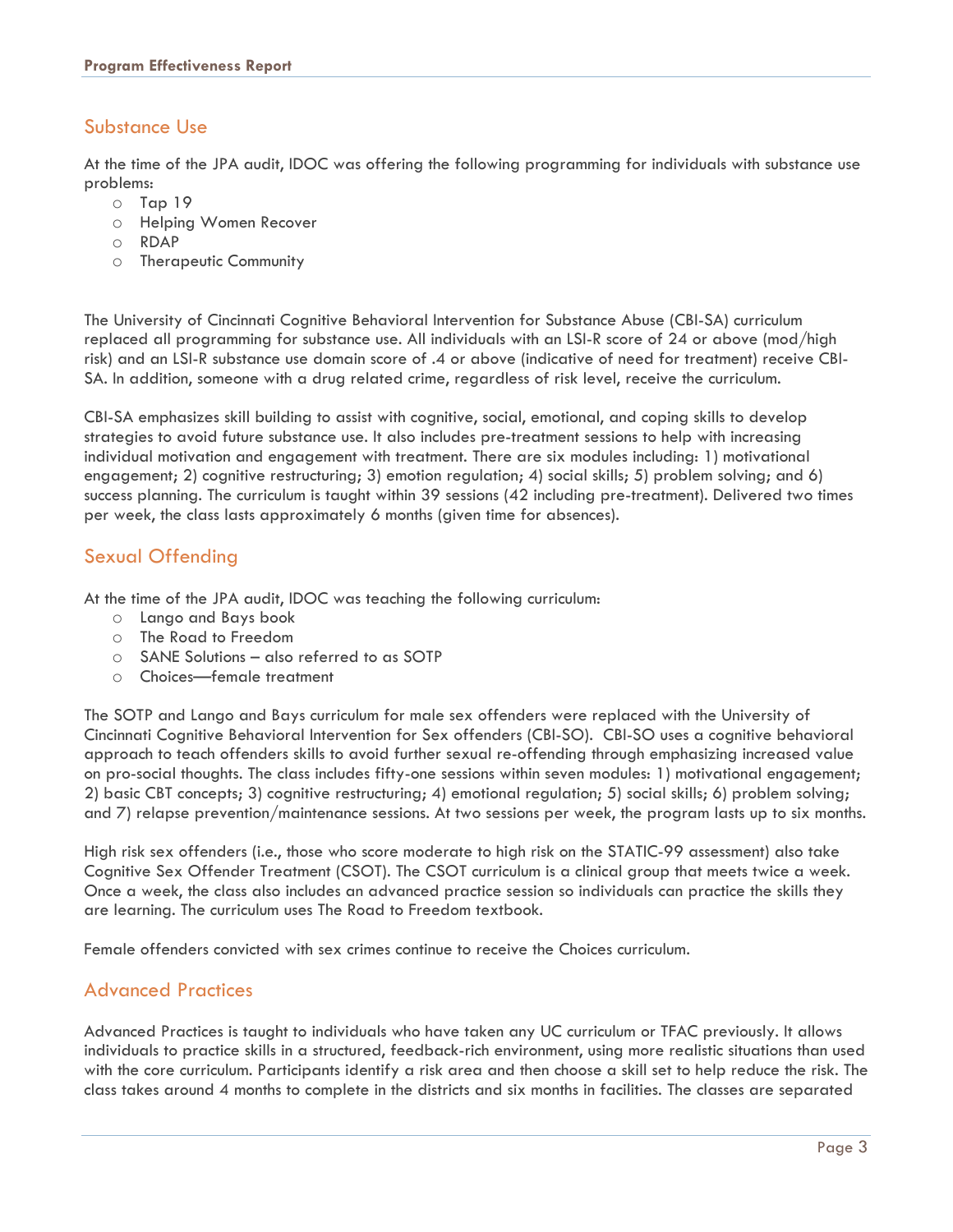## Substance Use

At the time of the JPA audit, IDOC was offering the following programming for individuals with substance use problems:

- Tap 19
- Helping Women Recover
- RDAP
- Therapeutic Community

The University of Cincinnati Cognitive Behavioral Intervention for Substance Abuse (CBI-SA) curriculum replaced all programming for substance use. All individuals with an LSI-R score of 24 or above (mod/high risk) and an LSI-R substance use domain score of .4 or above (indicative of need for treatment) receive CBI-SA. In addition, someone with a drug related crime, regardless of risk level, receive the curriculum.

CBI-SA emphasizes skill building to assist with cognitive, social, emotional, and coping skills to develop strategies to avoid future substance use. It also includes pre-treatment sessions to help with increasing individual motivation and engagement with treatment. There are six modules including: 1) motivational engagement; 2) cognitive restructuring; 3) emotion regulation; 4) social skills; 5) problem solving; and 6) success planning. The curriculum is taught within 39 sessions (42 including pre-treatment). Delivered two times per week, the class lasts approximately 6 months (given time for absences).

## Sexual Offending

At the time of the JPA audit, IDOC was teaching the following curriculum:

- Lango and Bays book
- The Road to Freedom
- SANE Solutions – also referred to as SOTP
- Choices—female treatment

The SOTP and Lango and Bays curriculum for male sex offenders were replaced with the University of Cincinnati Cognitive Behavioral Intervention for Sex offenders (CBI-SO). CBI-SO uses a cognitive behavioral approach to teach offenders skills to avoid further sexual re-offending through emphasizing increased value on pro-social thoughts. The class includes fifty-one sessions within seven modules: 1) motivational engagement; 2) basic CBT concepts; 3) cognitive restructuring; 4) emotional regulation; 5) social skills; 6) problem solving; and 7) relapse prevention/maintenance sessions. At two sessions per week, the program lasts up to six months.

High risk sex offenders (i.e., those who score moderate to high risk on the STATIC-99 assessment) also take Cognitive Sex Offender Treatment (CSOT). The CSOT curriculum is a clinical group that meets twice a week. Once a week, the class also includes an advanced practice session so individuals can practice the skills they are learning. The curriculum uses The Road to Freedom textbook.

Female offenders convicted with sex crimes continue to receive the Choices curriculum.

## Advanced Practices

Advanced Practices is taught to individuals who have taken any UC curriculum or TFAC previously. It allows individuals to practice skills in a structured, feedback-rich environment, using more realistic situations than used with the core curriculum. Participants identify a risk area and then choose a skill set to help reduce the risk. The class takes around 4 months to complete in the districts and six months in facilities. The classes are separated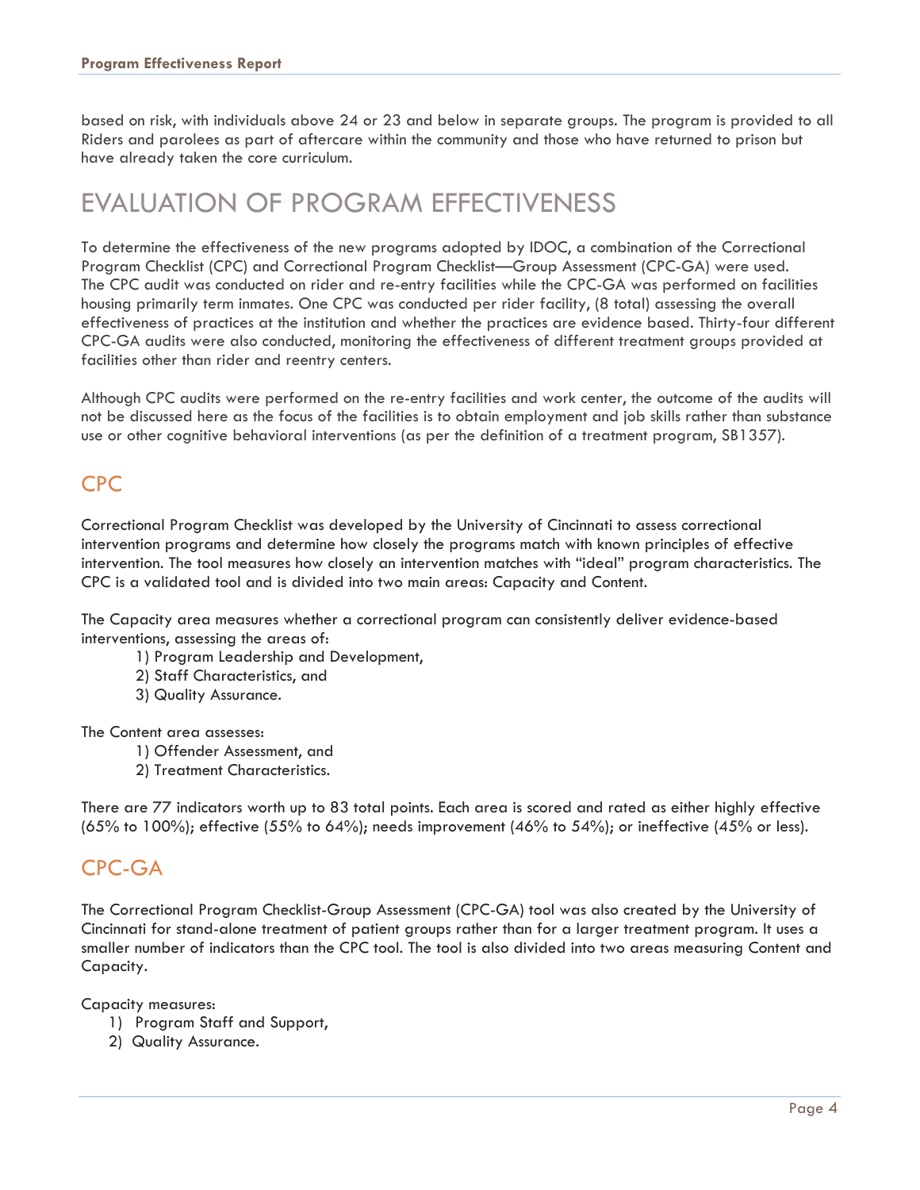based on risk, with individuals above 24 or 23 and below in separate groups. The program is provided to all Riders and parolees as part of aftercare within the community and those who have returned to prison but have already taken the core curriculum.

# EVALUATION OF PROGRAM EFFECTIVENESS

To determine the effectiveness of the new programs adopted by IDOC, a combination of the Correctional Program Checklist (CPC) and Correctional Program Checklist—Group Assessment (CPC-GA) were used. The CPC audit was conducted on rider and re-entry facilities while the CPC-GA was performed on facilities housing primarily term inmates. One CPC was conducted per rider facility, (8 total) assessing the overall effectiveness of practices at the institution and whether the practices are evidence based. Thirty-four different CPC-GA audits were also conducted, monitoring the effectiveness of different treatment groups provided at facilities other than rider and reentry centers.

Although CPC audits were performed on the re-entry facilities and work center, the outcome of the audits will not be discussed here as the focus of the facilities is to obtain employment and job skills rather than substance use or other cognitive behavioral interventions (as per the definition of a treatment program, SB1357).

## CPC

Correctional Program Checklist was developed by the University of Cincinnati to assess correctional intervention programs and determine how closely the programs match with known principles of effective intervention. The tool measures how closely an intervention matches with "ideal" program characteristics. The CPC is a validated tool and is divided into two main areas: Capacity and Content.

The Capacity area measures whether a correctional program can consistently deliver evidence-based interventions, assessing the areas of:

1) Program Leadership and Development,
2) Staff Characteristics, and
3) Quality Assurance.

The Content area assesses:

1) Offender Assessment, and
2) Treatment Characteristics.

There are 77 indicators worth up to 83 total points. Each area is scored and rated as either highly effective (65% to 100%); effective (55% to 64%); needs improvement (46% to 54%); or ineffective (45% or less).

## CPC-GA

The Correctional Program Checklist-Group Assessment (CPC-GA) tool was also created by the University of Cincinnati for stand-alone treatment of patient groups rather than for a larger treatment program. It uses a smaller number of indicators than the CPC tool. The tool is also divided into two areas measuring Content and Capacity.

Capacity measures:

1) Program Staff and Support,
2) Quality Assurance.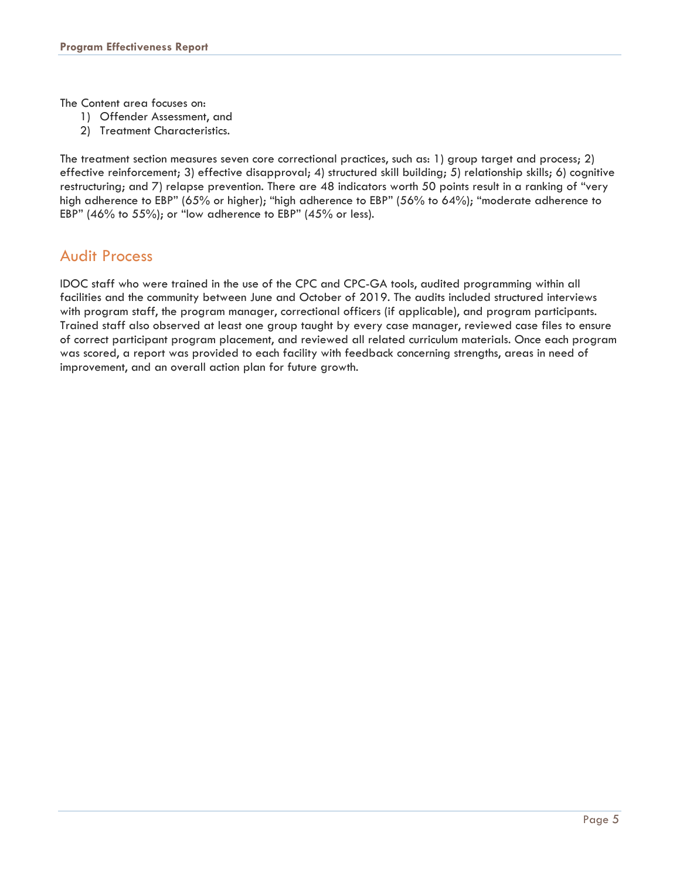The Content area focuses on:

1) Offender Assessment, and
2) Treatment Characteristics.

The treatment section measures seven core correctional practices, such as: 1) group target and process; 2) effective reinforcement; 3) effective disapproval; 4) structured skill building; 5) relationship skills; 6) cognitive restructuring; and 7) relapse prevention. There are 48 indicators worth 50 points result in a ranking of “very high adherence to EBP” (65% or higher); “high adherence to EBP” (56% to 64%); “moderate adherence to EBP” (46% to 55%); or “low adherence to EBP” (45% or less).

## Audit Process

IDOC staff who were trained in the use of the CPC and CPC-GA tools, audited programming within all facilities and the community between June and October of 2019. The audits included structured interviews with program staff, the program manager, correctional officers (if applicable), and program participants. Trained staff also observed at least one group taught by every case manager, reviewed case files to ensure of correct participant program placement, and reviewed all related curriculum materials. Once each program was scored, a report was provided to each facility with feedback concerning strengths, areas in need of improvement, and an overall action plan for future growth.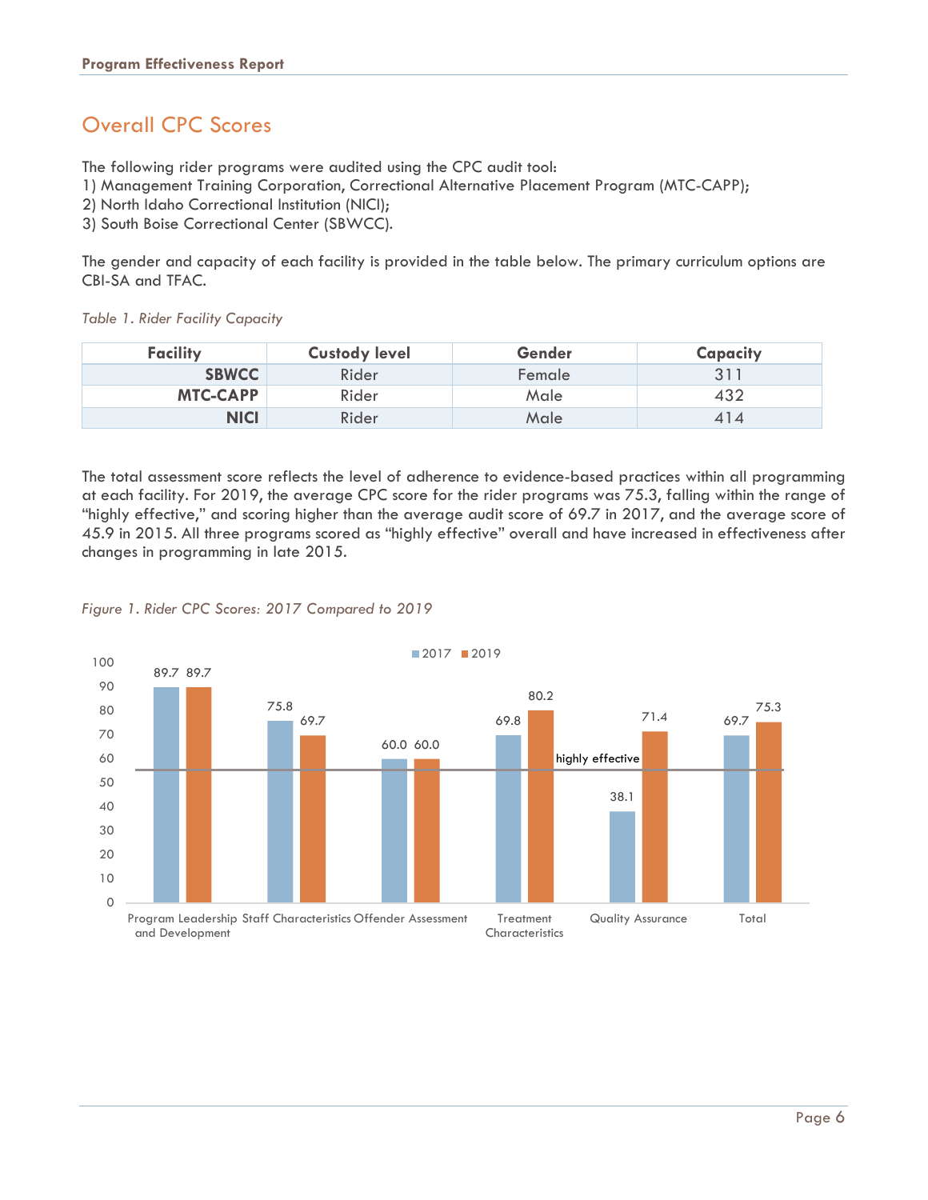## Overall CPC Scores

The following rider programs were audited using the CPC audit tool:
1) Management Training Corporation, Correctional Alternative Placement Program (MTC-CAPP);
2) North Idaho Correctional Institution (NICI);
3) South Boise Correctional Center (SBWCC).

The gender and capacity of each facility is provided in the table below. The primary curriculum options are CBI-SA and TFAC.

*Table 1. Rider Facility Capacity*

| Facility | Custody level | Gender | Capacity |
|---|---|---|---|
| **SBWCC** | Rider | Female | 311 |
| **MTC-CAPP** | Rider | Male | 432 |
| **NICI** | Rider | Male | 414 |

The total assessment score reflects the level of adherence to evidence-based practices within all programming at each facility. For 2019, the average CPC score for the rider programs was 75.3, falling within the range of "highly effective," and scoring higher than the average audit score of 69.7 in 2017, and the average score of 45.9 in 2015. All three programs scored as "highly effective" overall and have increased in effectiveness after changes in programming in late 2015.

*Figure 1. Rider CPC Scores: 2017 Compared to 2019*

| | 2017 | 2019 |
|---|---|---|
| Program Leadership and Development | 89.7 | 89.7 |
| Staff Characteristics | 75.8 | 69.7 |
| Offender Assessment | 60.0 | 60.0 |
| Treatment Characteristics | 69.8 | 80.2 |
| Quality Assurance | 38.1 | 71.4 |
| Total | 69.7 | 75.3 |

highly effective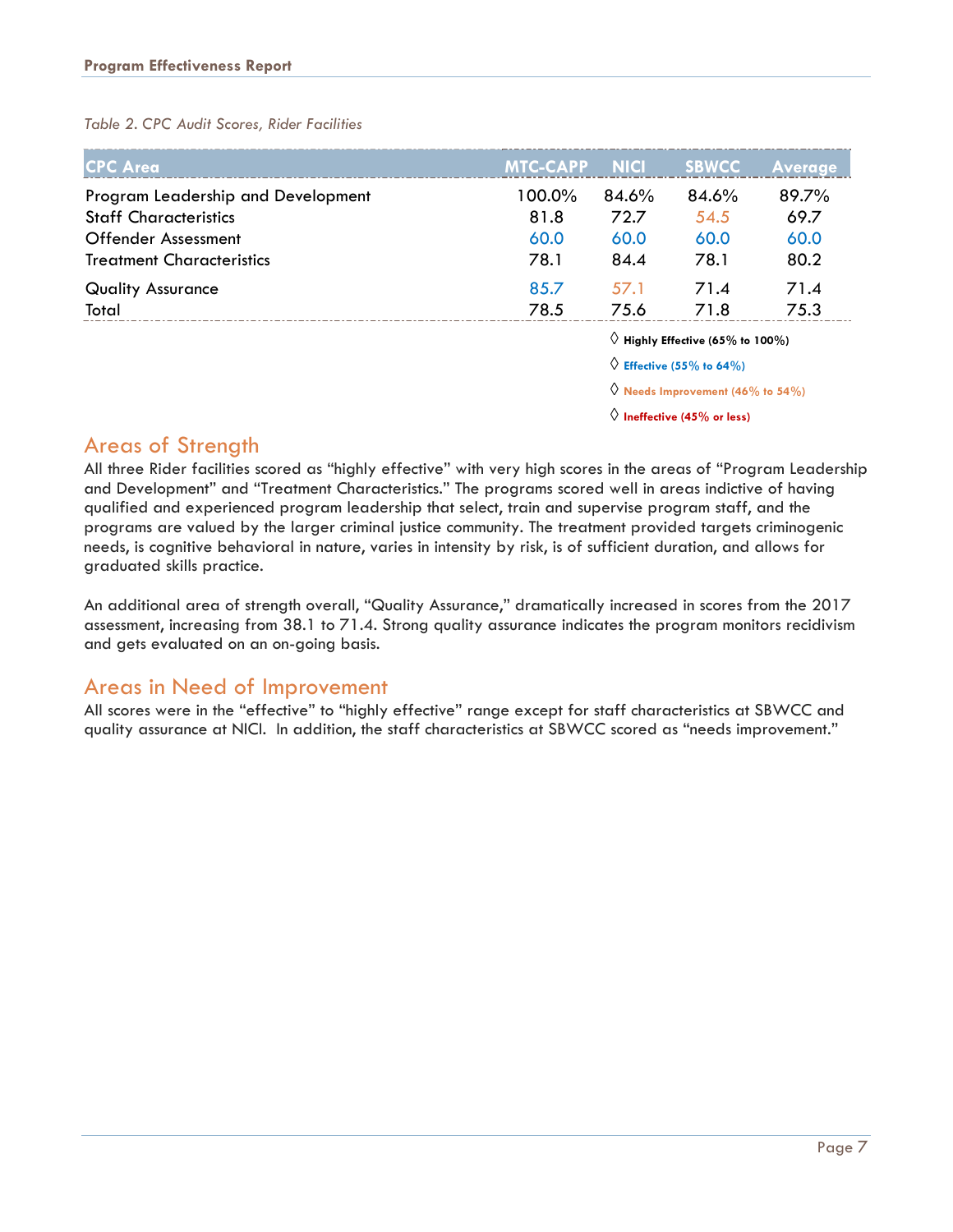*Table 2. CPC Audit Scores, Rider Facilities*

| CPC Area | MTC-CAPP | NICI | SBWCC | Average |
|---|---|---|---|---|
| Program Leadership and Development | 100.0% | 84.6% | 84.6% | 89.7% |
| Staff Characteristics | 81.8 | 72.7 | 54.5 | 69.7 |
| Offender Assessment | 60.0 | 60.0 | 60.0 | 60.0 |
| Treatment Characteristics | 78.1 | 84.4 | 78.1 | 80.2 |
| Quality Assurance | 85.7 | 57.1 | 71.4 | 71.4 |
| Total | 78.5 | 75.6 | 71.8 | 75.3 |

◊ **Highly Effective (65% to 100%)**

◊ **Effective (55% to 64%)**

◊ **Needs Improvement (46% to 54%)**

◊ **Ineffective (45% or less)**

## Areas of Strength

All three Rider facilities scored as "highly effective" with very high scores in the areas of "Program Leadership and Development" and "Treatment Characteristics." The programs scored well in areas indictive of having qualified and experienced program leadership that select, train and supervise program staff, and the programs are valued by the larger criminal justice community. The treatment provided targets criminogenic needs, is cognitive behavioral in nature, varies in intensity by risk, is of sufficient duration, and allows for graduated skills practice.

An additional area of strength overall, "Quality Assurance," dramatically increased in scores from the 2017 assessment, increasing from 38.1 to 71.4. Strong quality assurance indicates the program monitors recidivism and gets evaluated on an on-going basis.

## Areas in Need of Improvement

All scores were in the "effective" to "highly effective" range except for staff characteristics at SBWCC and quality assurance at NICI. In addition, the staff characteristics at SBWCC scored as "needs improvement."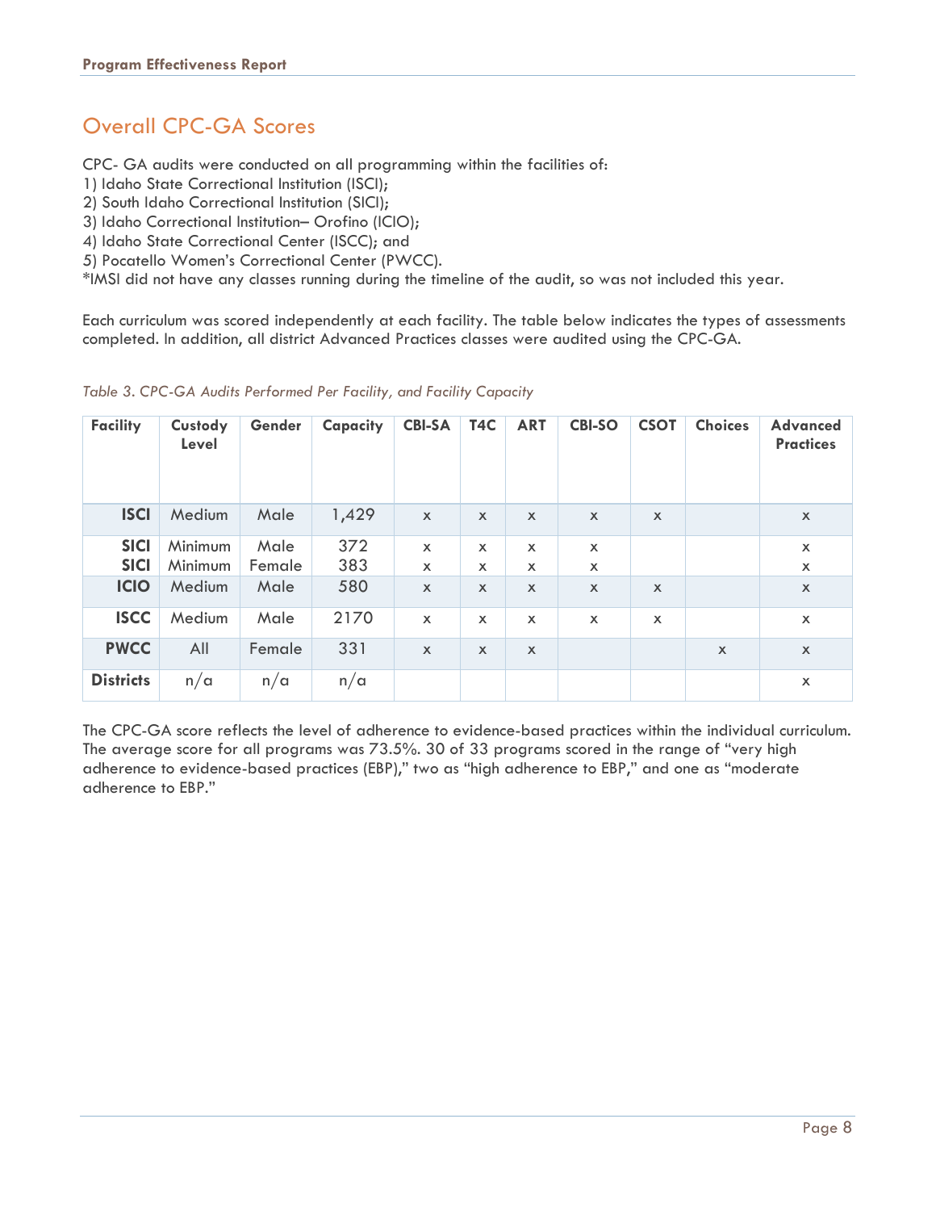## Overall CPC-GA Scores

CPC- GA audits were conducted on all programming within the facilities of:
1) Idaho State Correctional Institution (ISCI);
2) South Idaho Correctional Institution (SICI);
3) Idaho Correctional Institution– Orofino (ICIO);
4) Idaho State Correctional Center (ISCC); and
5) Pocatello Women's Correctional Center (PWCC).
*IMSI did not have any classes running during the timeline of the audit, so was not included this year.

Each curriculum was scored independently at each facility. The table below indicates the types of assessments completed. In addition, all district Advanced Practices classes were audited using the CPC-GA.

*Table 3. CPC-GA Audits Performed Per Facility, and Facility Capacity*

| Facility | Custody Level | Gender | Capacity | CBI-SA | T4C | ART | CBI-SO | CSOT | Choices | Advanced Practices |
|---|---|---|---|---|---|---|---|---|---|---|
| **ISCI** | Medium | Male | 1,429 | x | x | x | x | x | | x |
| **SICI** | Minimum | Male | 372 | x | x | x | x | | | x |
| **SICI** | Minimum | Female | 383 | x | x | x | x | | | x |
| **ICIO** | Medium | Male | 580 | x | x | x | x | x | | x |
| **ISCC** | Medium | Male | 2170 | x | x | x | x | x | | x |
| **PWCC** | All | Female | 331 | x | x | x | | | x | x |
| **Districts** | n/a | n/a | n/a | | | | | | | x |

The CPC-GA score reflects the level of adherence to evidence-based practices within the individual curriculum. The average score for all programs was 73.5%. 30 of 33 programs scored in the range of "very high adherence to evidence-based practices (EBP)," two as "high adherence to EBP," and one as "moderate adherence to EBP."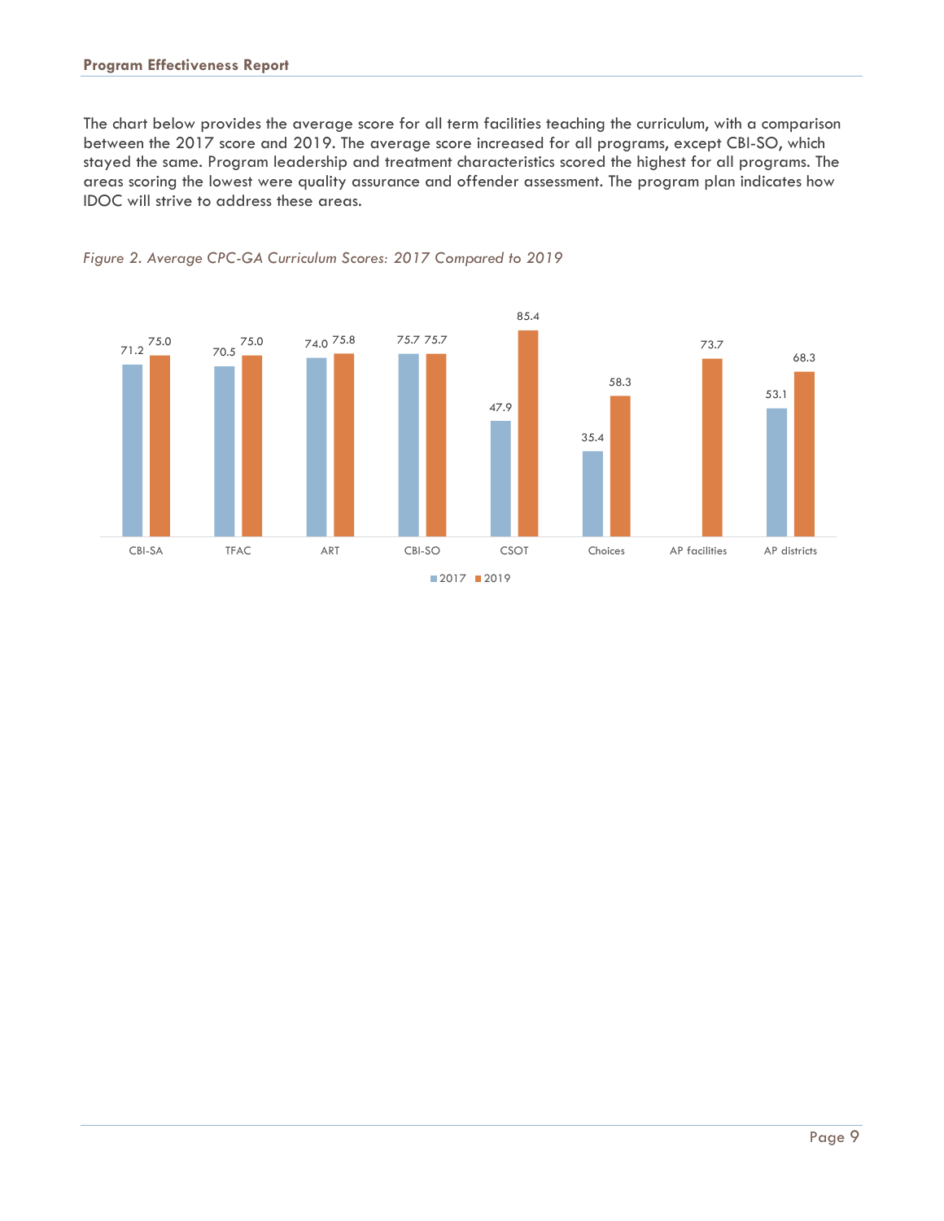The chart below provides the average score for all term facilities teaching the curriculum, with a comparison between the 2017 score and 2019. The average score increased for all programs, except CBI-SO, which stayed the same. Program leadership and treatment characteristics scored the highest for all programs. The areas scoring the lowest were quality assurance and offender assessment. The program plan indicates how IDOC will strive to address these areas.

*Figure 2. Average CPC-GA Curriculum Scores: 2017 Compared to 2019*

| Program | 2017 | 2019 |
|---|---|---|
| CBI-SA | 71.2 | 75.0 |
| TFAC | 70.5 | 75.0 |
| ART | 74.0 | 75.8 |
| CBI-SO | 75.7 | 75.7 |
| CSOT | 47.9 | 85.4 |
| Choices | 35.4 | 58.3 |
| AP facilities | | 73.7 |
| AP districts | 53.1 | 68.3 |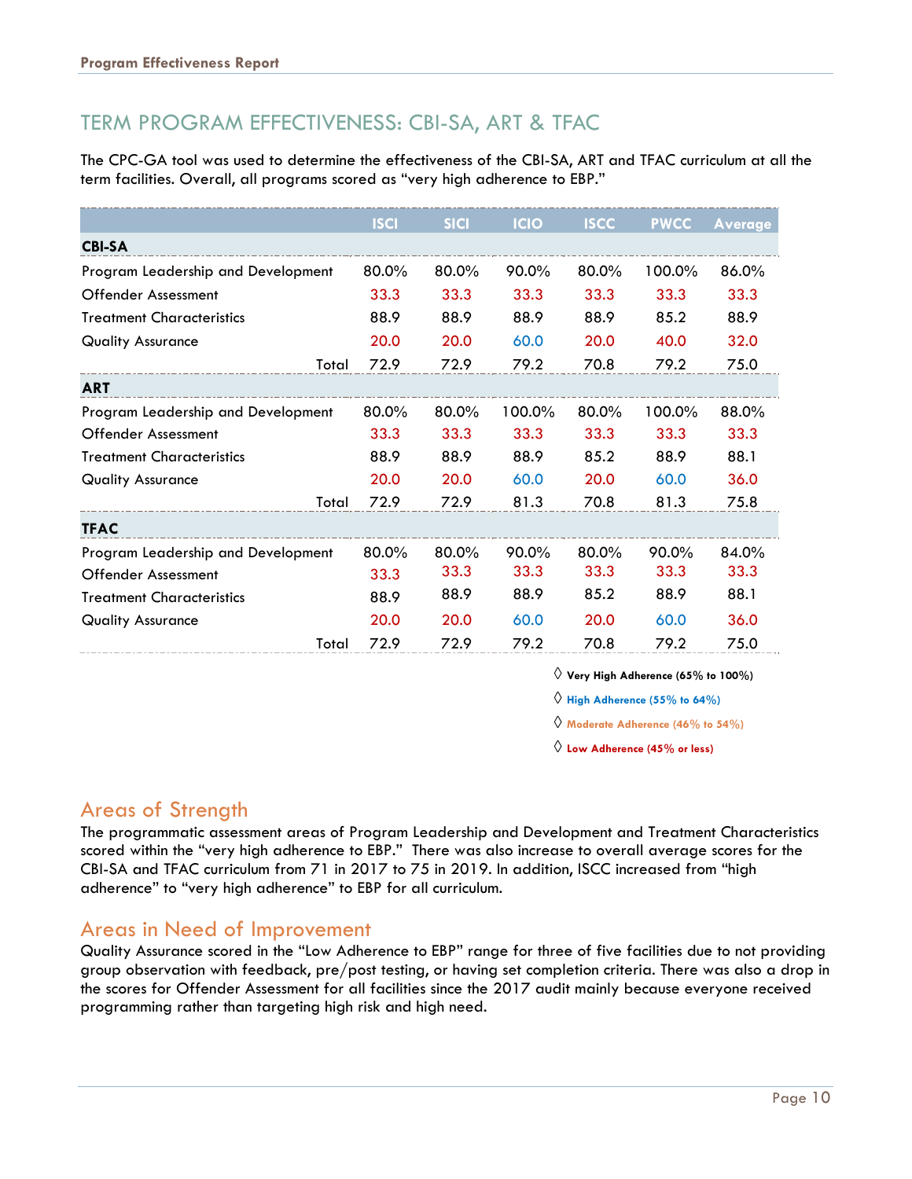## TERM PROGRAM EFFECTIVENESS: CBI-SA, ART & TFAC

The CPC-GA tool was used to determine the effectiveness of the CBI-SA, ART and TFAC curriculum at all the term facilities. Overall, all programs scored as "very high adherence to EBP."

| | ISCI | SICI | ICIO | ISCC | PWCC | Average |
|---|---|---|---|---|---|---|
| **CBI-SA** | | | | | | |
| Program Leadership and Development | 80.0% | 80.0% | 90.0% | 80.0% | 100.0% | 86.0% |
| Offender Assessment | 33.3 | 33.3 | 33.3 | 33.3 | 33.3 | 33.3 |
| Treatment Characteristics | 88.9 | 88.9 | 88.9 | 88.9 | 85.2 | 88.9 |
| Quality Assurance | 20.0 | 20.0 | 60.0 | 20.0 | 40.0 | 32.0 |
| Total | 72.9 | 72.9 | 79.2 | 70.8 | 79.2 | 75.0 |
| **ART** | | | | | | |
| Program Leadership and Development | 80.0% | 80.0% | 100.0% | 80.0% | 100.0% | 88.0% |
| Offender Assessment | 33.3 | 33.3 | 33.3 | 33.3 | 33.3 | 33.3 |
| Treatment Characteristics | 88.9 | 88.9 | 88.9 | 85.2 | 88.9 | 88.1 |
| Quality Assurance | 20.0 | 20.0 | 60.0 | 20.0 | 60.0 | 36.0 |
| Total | 72.9 | 72.9 | 81.3 | 70.8 | 81.3 | 75.8 |
| **TFAC** | | | | | | |
| Program Leadership and Development | 80.0% | 80.0% | 90.0% | 80.0% | 90.0% | 84.0% |
| Offender Assessment | 33.3 | 33.3 | 33.3 | 33.3 | 33.3 | 33.3 |
| Treatment Characteristics | 88.9 | 88.9 | 88.9 | 85.2 | 88.9 | 88.1 |
| Quality Assurance | 20.0 | 20.0 | 60.0 | 20.0 | 60.0 | 36.0 |
| Total | 72.9 | 72.9 | 79.2 | 70.8 | 79.2 | 75.0 |

◊ **Very High Adherence (65% to 100%)**

◊ **High Adherence (55% to 64%)**

◊ **Moderate Adherence (46% to 54%)**

◊ **Low Adherence (45% or less)**

### Areas of Strength

The programmatic assessment areas of Program Leadership and Development and Treatment Characteristics scored within the "very high adherence to EBP." There was also increase to overall average scores for the CBI-SA and TFAC curriculum from 71 in 2017 to 75 in 2019. In addition, ISCC increased from "high adherence" to "very high adherence" to EBP for all curriculum.

### Areas in Need of Improvement

Quality Assurance scored in the "Low Adherence to EBP" range for three of five facilities due to not providing group observation with feedback, pre/post testing, or having set completion criteria. There was also a drop in the scores for Offender Assessment for all facilities since the 2017 audit mainly because everyone received programming rather than targeting high risk and high need.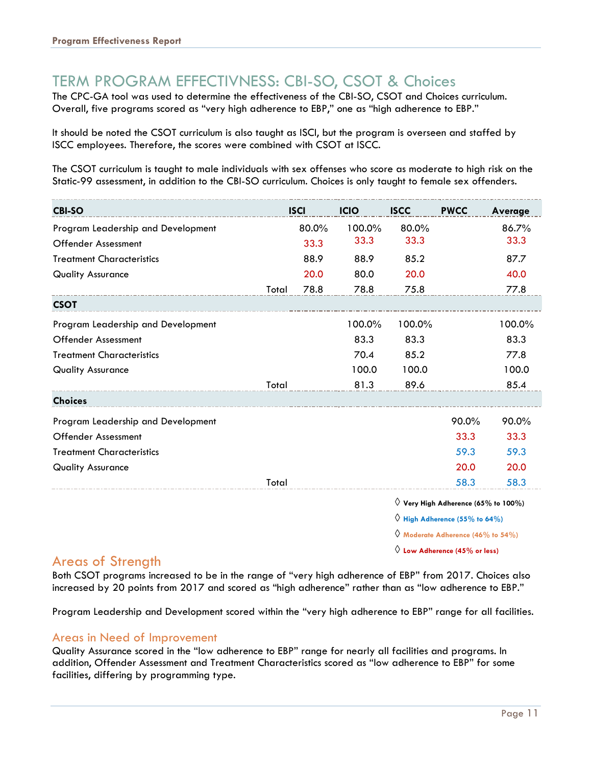## TERM PROGRAM EFFECTIVNESS: CBI-SO, CSOT & Choices

The CPC-GA tool was used to determine the effectiveness of the CBI-SO, CSOT and Choices curriculum. Overall, five programs scored as "very high adherence to EBP," one as "high adherence to EBP."

It should be noted the CSOT curriculum is also taught as ISCI, but the program is overseen and staffed by ISCC employees. Therefore, the scores were combined with CSOT at ISCC.

The CSOT curriculum is taught to male individuals with sex offenses who score as moderate to high risk on the Static-99 assessment, in addition to the CBI-SO curriculum. Choices is only taught to female sex offenders.

| **CBI-SO** | | ISCI | ICIO | ISCC | PWCC | Average |
|---|---|---|---|---|---|---|
| Program Leadership and Development | | 80.0% | 100.0% | 80.0% | | 86.7% |
| Offender Assessment | | 33.3 | 33.3 | 33.3 | | 33.3 |
| Treatment Characteristics | | 88.9 | 88.9 | 85.2 | | 87.7 |
| Quality Assurance | | 20.0 | 80.0 | 20.0 | | 40.0 |
| | Total | 78.8 | 78.8 | 75.8 | | 77.8 |
| **CSOT** | | | | | | |
| Program Leadership and Development | | | 100.0% | 100.0% | | 100.0% |
| Offender Assessment | | | 83.3 | 83.3 | | 83.3 |
| Treatment Characteristics | | | 70.4 | 85.2 | | 77.8 |
| Quality Assurance | | | 100.0 | 100.0 | | 100.0 |
| | Total | | 81.3 | 89.6 | | 85.4 |
| **Choices** | | | | | | |
| Program Leadership and Development | | | | | 90.0% | 90.0% |
| Offender Assessment | | | | | 33.3 | 33.3 |
| Treatment Characteristics | | | | | 59.3 | 59.3 |
| Quality Assurance | | | | | 20.0 | 20.0 |
| | Total | | | | 58.3 | 58.3 |

◊ **Very High Adherence (65% to 100%)**
◊ **High Adherence (55% to 64%)**
◊ **Moderate Adherence (46% to 54%)**
◊ **Low Adherence (45% or less)**

### Areas of Strength

Both CSOT programs increased to be in the range of "very high adherence of EBP" from 2017. Choices also increased by 20 points from 2017 and scored as "high adherence" rather than as "low adherence to EBP."

Program Leadership and Development scored within the "very high adherence to EBP" range for all facilities.

### Areas in Need of Improvement

Quality Assurance scored in the "low adherence to EBP" range for nearly all facilities and programs. In addition, Offender Assessment and Treatment Characteristics scored as "low adherence to EBP" for some facilities, differing by programming type.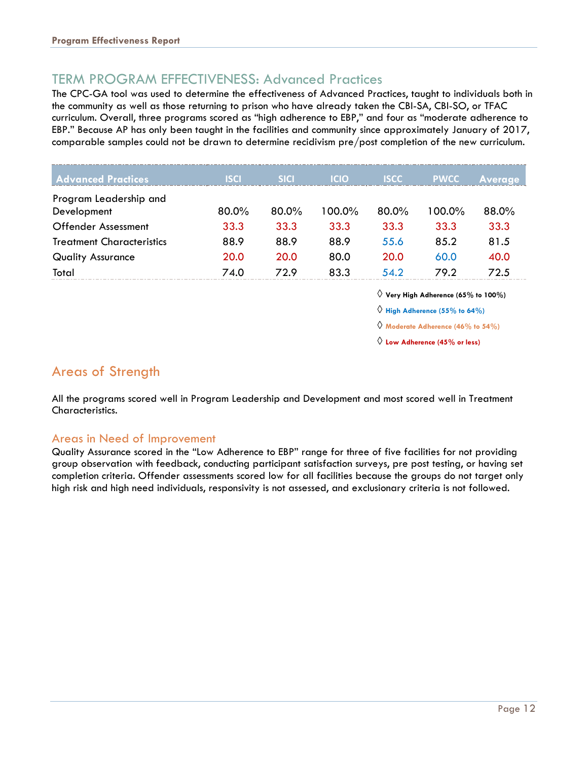## TERM PROGRAM EFFECTIVENESS: Advanced Practices

The CPC-GA tool was used to determine the effectiveness of Advanced Practices, taught to individuals both in the community as well as those returning to prison who have already taken the CBI-SA, CBI-SO, or TFAC curriculum. Overall, three programs scored as "high adherence to EBP," and four as "moderate adherence to EBP." Because AP has only been taught in the facilities and community since approximately January of 2017, comparable samples could not be drawn to determine recidivism pre/post completion of the new curriculum.

| Advanced Practices | ISCI | SICI | ICIO | ISCC | PWCC | Average |
|---|---|---|---|---|---|---|
| Program Leadership and Development | 80.0% | 80.0% | 100.0% | 80.0% | 100.0% | 88.0% |
| Offender Assessment | 33.3 | 33.3 | 33.3 | 33.3 | 33.3 | 33.3 |
| Treatment Characteristics | 88.9 | 88.9 | 88.9 | 55.6 | 85.2 | 81.5 |
| Quality Assurance | 20.0 | 20.0 | 80.0 | 20.0 | 60.0 | 40.0 |
| Total | 74.0 | 72.9 | 83.3 | 54.2 | 79.2 | 72.5 |

◊ **Very High Adherence (65% to 100%)**

◊ **High Adherence (55% to 64%)**

◊ **Moderate Adherence (46% to 54%)**

◊ **Low Adherence (45% or less)**

## Areas of Strength

All the programs scored well in Program Leadership and Development and most scored well in Treatment Characteristics.

### Areas in Need of Improvement

Quality Assurance scored in the "Low Adherence to EBP" range for three of five facilities for not providing group observation with feedback, conducting participant satisfaction surveys, pre post testing, or having set completion criteria. Offender assessments scored low for all facilities because the groups do not target only high risk and high need individuals, responsivity is not assessed, and exclusionary criteria is not followed.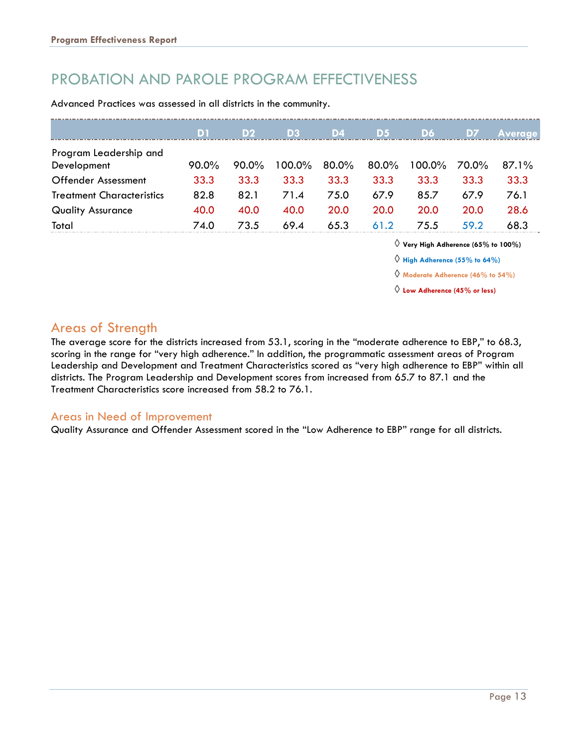# PROBATION AND PAROLE PROGRAM EFFECTIVENESS

Advanced Practices was assessed in all districts in the community.

| | D1 | D2 | D3 | D4 | D5 | D6 | D7 | Average |
|---|---|---|---|---|---|---|---|---|
| Program Leadership and Development | 90.0% | 90.0% | 100.0% | 80.0% | 80.0% | 100.0% | 70.0% | 87.1% |
| Offender Assessment | 33.3 | 33.3 | 33.3 | 33.3 | 33.3 | 33.3 | 33.3 | 33.3 |
| Treatment Characteristics | 82.8 | 82.1 | 71.4 | 75.0 | 67.9 | 85.7 | 67.9 | 76.1 |
| Quality Assurance | 40.0 | 40.0 | 40.0 | 20.0 | 20.0 | 20.0 | 20.0 | 28.6 |
| Total | 74.0 | 73.5 | 69.4 | 65.3 | 61.2 | 75.5 | 59.2 | 68.3 |

◊ **Very High Adherence (65% to 100%)**

◊ **High Adherence (55% to 64%)**

◊ **Moderate Adherence (46% to 54%)**

◊ **Low Adherence (45% or less)**

## Areas of Strength

The average score for the districts increased from 53.1, scoring in the "moderate adherence to EBP," to 68.3, scoring in the range for "very high adherence." In addition, the programmatic assessment areas of Program Leadership and Development and Treatment Characteristics scored as "very high adherence to EBP" within all districts. The Program Leadership and Development scores from increased from 65.7 to 87.1 and the Treatment Characteristics score increased from 58.2 to 76.1.

## Areas in Need of Improvement

Quality Assurance and Offender Assessment scored in the "Low Adherence to EBP" range for all districts.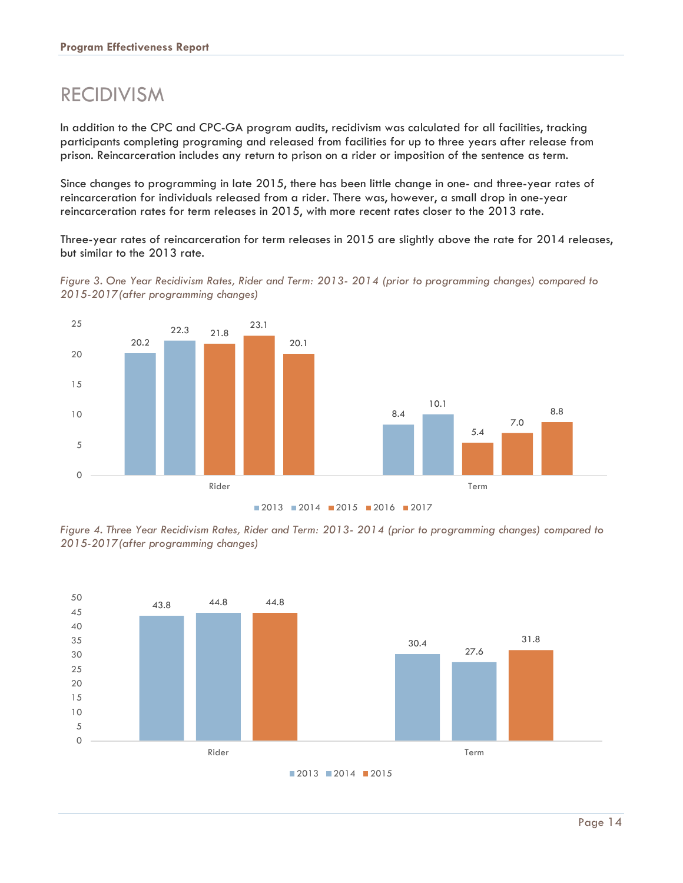# RECIDIVISM

In addition to the CPC and CPC-GA program audits, recidivism was calculated for all facilities, tracking participants completing programing and released from facilities for up to three years after release from prison. Reincarceration includes any return to prison on a rider or imposition of the sentence as term.

Since changes to programming in late 2015, there has been little change in one- and three-year rates of reincarceration for individuals released from a rider. There was, however, a small drop in one-year reincarceration rates for term releases in 2015, with more recent rates closer to the 2013 rate.

Three-year rates of reincarceration for term releases in 2015 are slightly above the rate for 2014 releases, but similar to the 2013 rate.

*Figure 3. One Year Recidivism Rates, Rider and Term: 2013- 2014 (prior to programming changes) compared to 2015-2017(after programming changes)*

| | 2013 | 2014 | 2015 | 2016 | 2017 |
|---|---|---|---|---|---|
| Rider | 20.2 | 22.3 | 21.8 | 23.1 | 20.1 |
| Term | 8.4 | 10.1 | 5.4 | 7.0 | 8.8 |

*Figure 4. Three Year Recidivism Rates, Rider and Term: 2013- 2014 (prior to programming changes) compared to 2015-2017(after programming changes)*

| | 2013 | 2014 | 2015 |
|---|---|---|---|
| Rider | 43.8 | 44.8 | 44.8 |
| Term | 30.4 | 27.6 | 31.8 |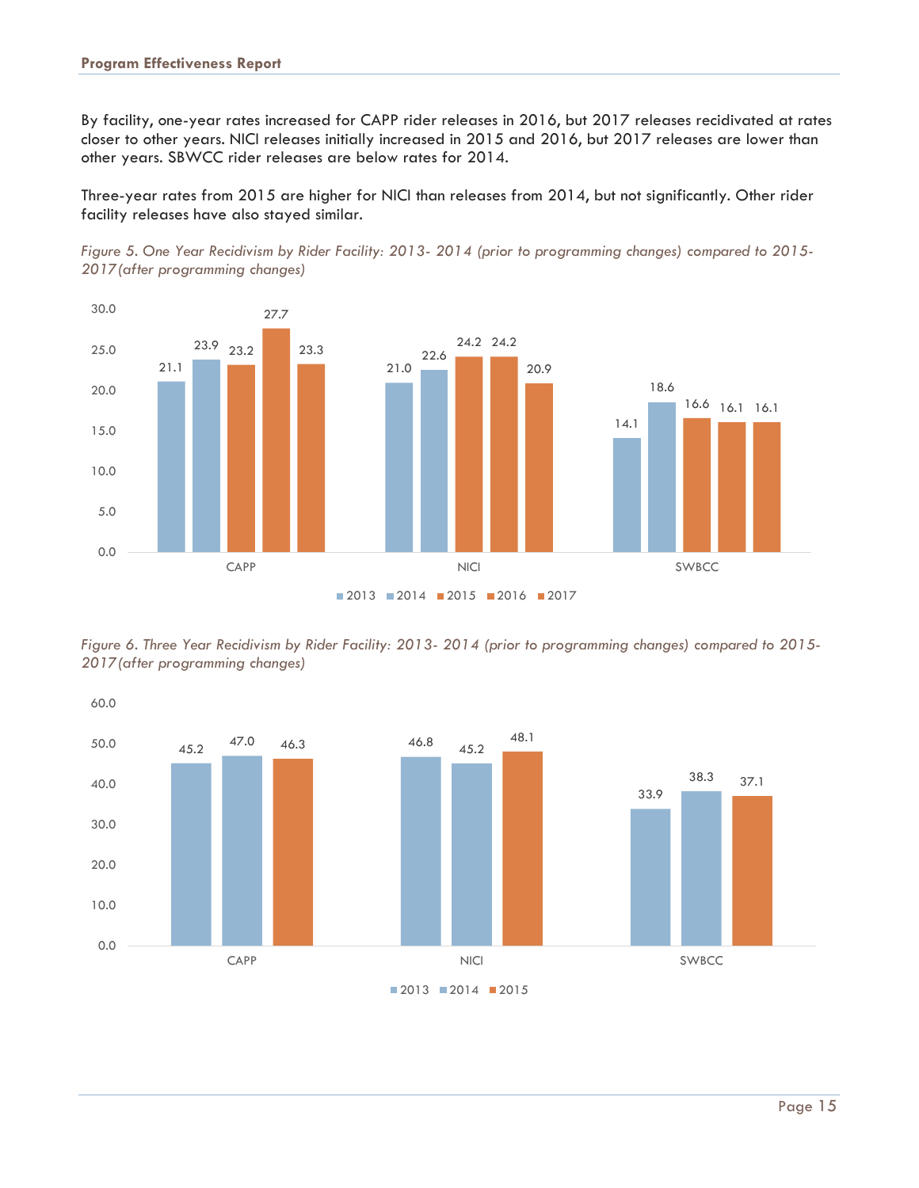By facility, one-year rates increased for CAPP rider releases in 2016, but 2017 releases recidivated at rates closer to other years. NICI releases initially increased in 2015 and 2016, but 2017 releases are lower than other years. SBWCC rider releases are below rates for 2014.

Three-year rates from 2015 are higher for NICI than releases from 2014, but not significantly. Other rider facility releases have also stayed similar.

*Figure 5. One Year Recidivism by Rider Facility: 2013- 2014 (prior to programming changes) compared to 2015-2017 (after programming changes)*

| Facility | 2013 | 2014 | 2015 | 2016 | 2017 |
|---|---|---|---|---|---|
| CAPP | 21.1 | 23.9 | 23.2 | 27.7 | 23.3 |
| NICI | 21.0 | 22.6 | 24.2 | 24.2 | 20.9 |
| SWBCC | 14.1 | 18.6 | 16.6 | 16.1 | 16.1 |

*Figure 6. Three Year Recidivism by Rider Facility: 2013- 2014 (prior to programming changes) compared to 2015-2017 (after programming changes)*

| Facility | 2013 | 2014 | 2015 |
|---|---|---|---|
| CAPP | 45.2 | 47.0 | 46.3 |
| NICI | 46.8 | 45.2 | 48.1 |
| SWBCC | 33.9 | 38.3 | 37.1 |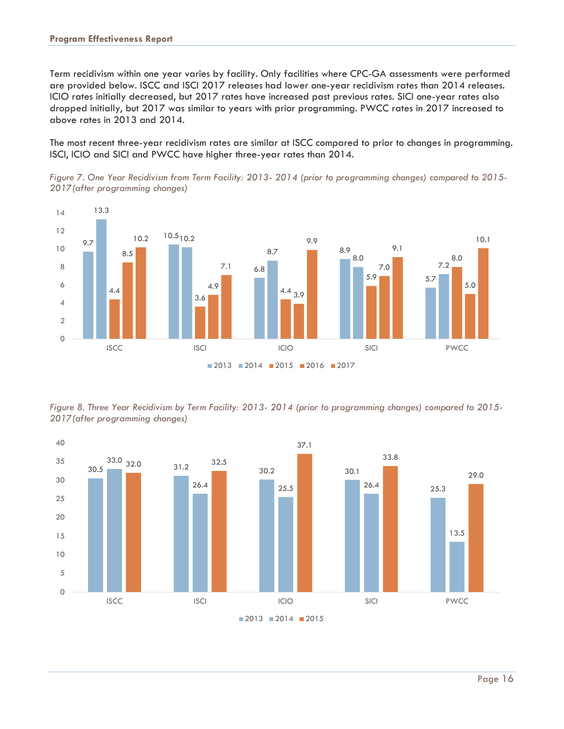Term recidivism within one year varies by facility. Only facilities where CPC-GA assessments were performed are provided below. ISCC and ISCI 2017 releases had lower one-year recidivism rates than 2014 releases. ICIO rates initially decreased, but 2017 rates have increased past previous rates. SICI one-year rates also dropped initially, but 2017 was similar to years with prior programming. PWCC rates in 2017 increased to above rates in 2013 and 2014.

The most recent three-year recidivism rates are similar at ISCC compared to prior to changes in programming. ISCI, ICIO and SICI and PWCC have higher three-year rates than 2014.

*Figure 7. One Year Recidivism from Term Facility: 2013- 2014 (prior to programming changes) compared to 2015-2017 (after programming changes)*

| Facility | 2013 | 2014 | 2015 | 2016 | 2017 |
|---|---|---|---|---|---|
| ISCC | 9.7 | 13.3 | 4.4 | 8.5 | 10.2 |
| ISCI | 10.5 | 10.2 | 3.6 | 4.9 | 7.1 |
| ICIO | 6.8 | 8.7 | 4.4 | 3.9 | 9.9 |
| SICI | 8.9 | 8.0 | 5.9 | 7.0 | 9.1 |
| PWCC | 5.7 | 7.2 | 8.0 | 5.0 | 10.1 |

*Figure 8. Three Year Recidivism by Term Facility: 2013- 2014 (prior to programming changes) compared to 2015-2017 (after programming changes)*

| Facility | 2013 | 2014 | 2015 |
|---|---|---|---|
| ISCC | 30.5 | 33.0 | 32.0 |
| ISCI | 31.2 | 26.4 | 32.5 |
| ICIO | 30.2 | 25.5 | 37.1 |
| SICI | 30.1 | 26.4 | 33.8 |
| PWCC | 25.3 | 13.5 | 29.0 |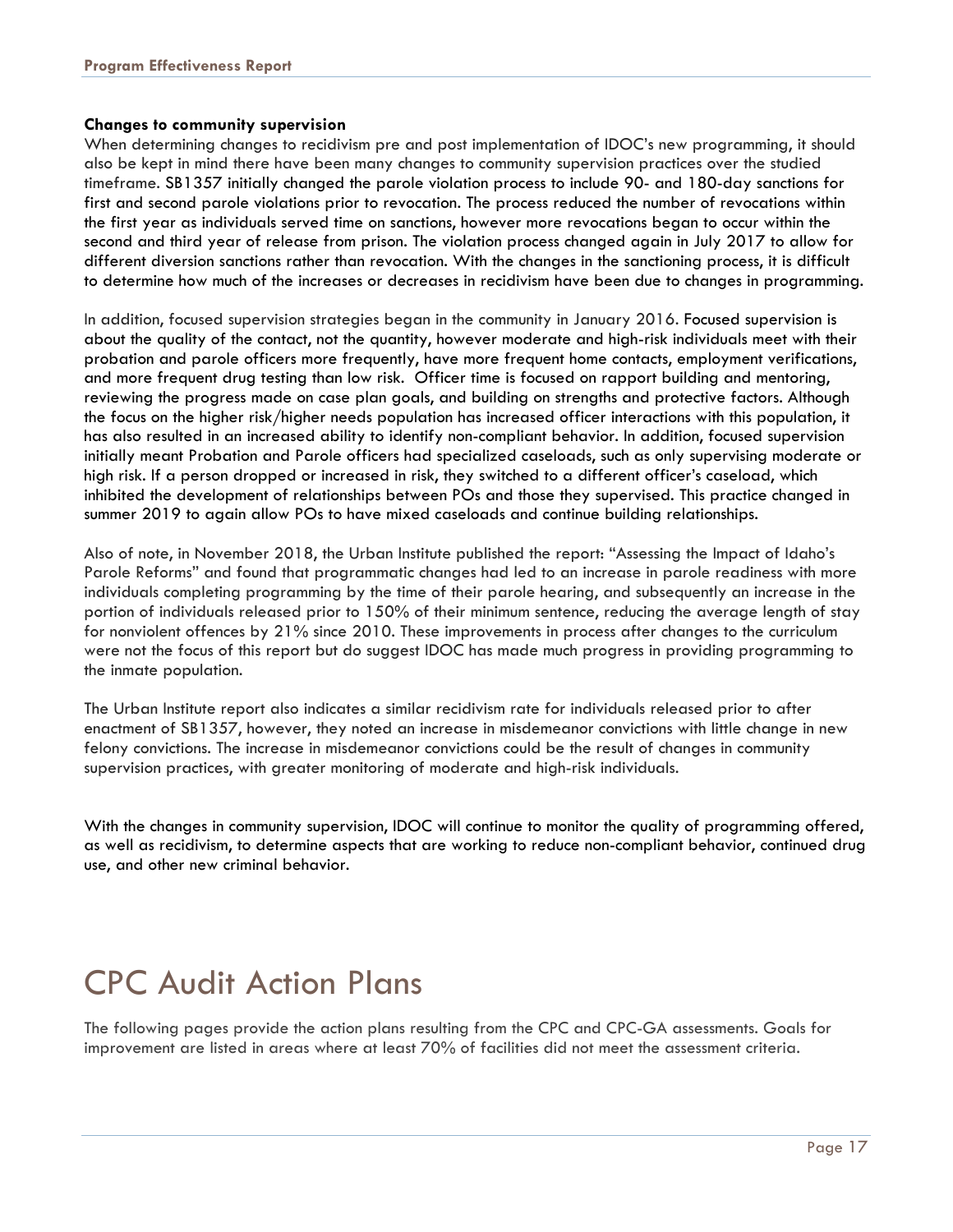**Changes to community supervision**

When determining changes to recidivism pre and post implementation of IDOC's new programming, it should also be kept in mind there have been many changes to community supervision practices over the studied timeframe. SB1357 initially changed the parole violation process to include 90- and 180-day sanctions for first and second parole violations prior to revocation. The process reduced the number of revocations within the first year as individuals served time on sanctions, however more revocations began to occur within the second and third year of release from prison. The violation process changed again in July 2017 to allow for different diversion sanctions rather than revocation. With the changes in the sanctioning process, it is difficult to determine how much of the increases or decreases in recidivism have been due to changes in programming.

In addition, focused supervision strategies began in the community in January 2016. Focused supervision is about the quality of the contact, not the quantity, however moderate and high-risk individuals meet with their probation and parole officers more frequently, have more frequent home contacts, employment verifications, and more frequent drug testing than low risk. Officer time is focused on rapport building and mentoring, reviewing the progress made on case plan goals, and building on strengths and protective factors. Although the focus on the higher risk/higher needs population has increased officer interactions with this population, it has also resulted in an increased ability to identify non-compliant behavior. In addition, focused supervision initially meant Probation and Parole officers had specialized caseloads, such as only supervising moderate or high risk. If a person dropped or increased in risk, they switched to a different officer's caseload, which inhibited the development of relationships between POs and those they supervised. This practice changed in summer 2019 to again allow POs to have mixed caseloads and continue building relationships.

Also of note, in November 2018, the Urban Institute published the report: "Assessing the Impact of Idaho's Parole Reforms" and found that programmatic changes had led to an increase in parole readiness with more individuals completing programming by the time of their parole hearing, and subsequently an increase in the portion of individuals released prior to 150% of their minimum sentence, reducing the average length of stay for nonviolent offences by 21% since 2010. These improvements in process after changes to the curriculum were not the focus of this report but do suggest IDOC has made much progress in providing programming to the inmate population.

The Urban Institute report also indicates a similar recidivism rate for individuals released prior to after enactment of SB1357, however, they noted an increase in misdemeanor convictions with little change in new felony convictions. The increase in misdemeanor convictions could be the result of changes in community supervision practices, with greater monitoring of moderate and high-risk individuals.

With the changes in community supervision, IDOC will continue to monitor the quality of programming offered, as well as recidivism, to determine aspects that are working to reduce non-compliant behavior, continued drug use, and other new criminal behavior.

# CPC Audit Action Plans

The following pages provide the action plans resulting from the CPC and CPC-GA assessments. Goals for improvement are listed in areas where at least 70% of facilities did not meet the assessment criteria.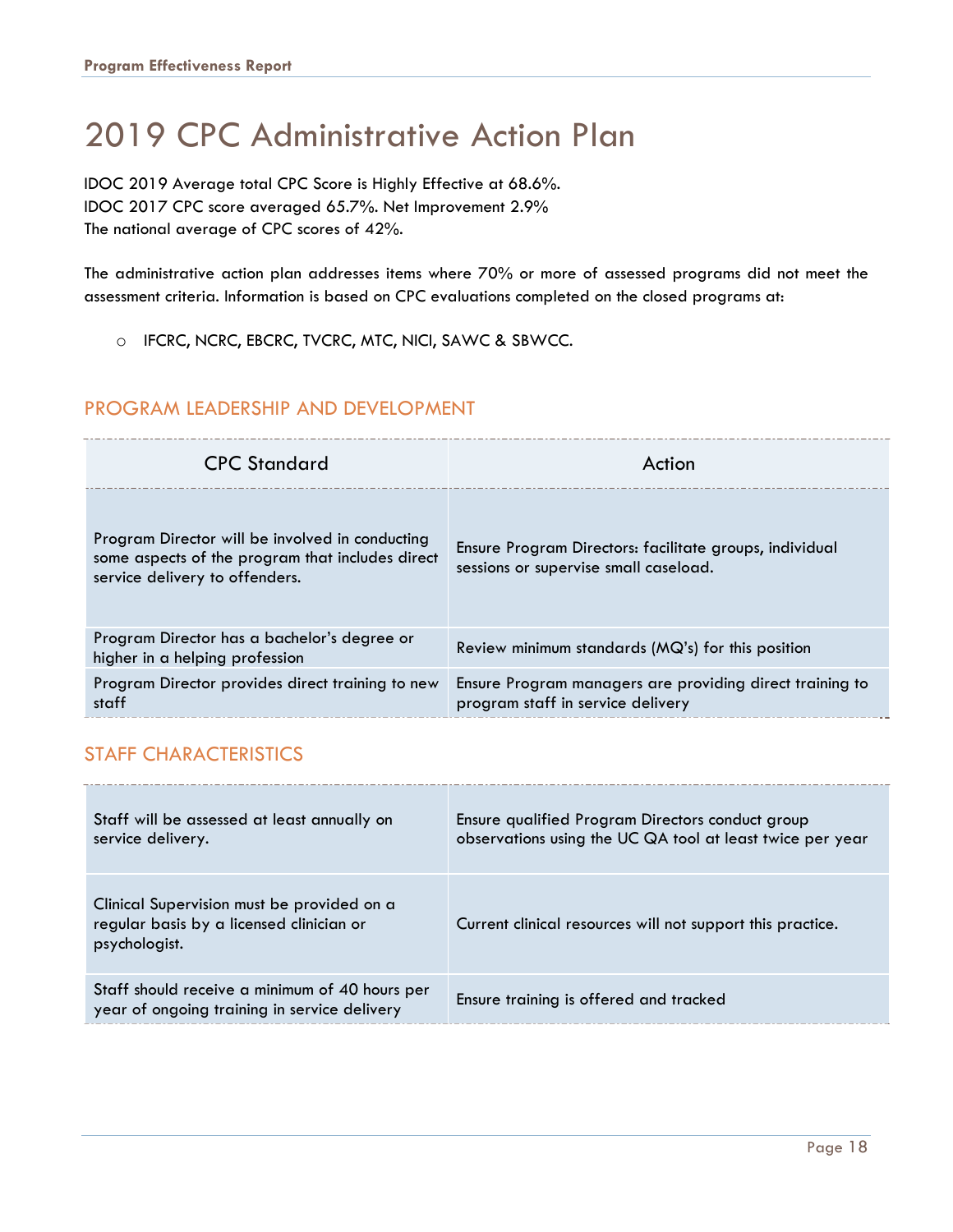# 2019 CPC Administrative Action Plan

IDOC 2019 Average total CPC Score is Highly Effective at 68.6%.
IDOC 2017 CPC score averaged 65.7%. Net Improvement 2.9%
The national average of CPC scores of 42%.

The administrative action plan addresses items where 70% or more of assessed programs did not meet the assessment criteria. Information is based on CPC evaluations completed on the closed programs at:

- IFCRC, NCRC, EBCRC, TVCRC, MTC, NICI, SAWC & SBWCC.

## PROGRAM LEADERSHIP AND DEVELOPMENT

| CPC Standard | Action |
|---|---|
| Program Director will be involved in conducting some aspects of the program that includes direct service delivery to offenders. | Ensure Program Directors: facilitate groups, individual sessions or supervise small caseload. |
| Program Director has a bachelor's degree or higher in a helping profession | Review minimum standards (MQ's) for this position |
| Program Director provides direct training to new staff | Ensure Program managers are providing direct training to program staff in service delivery |

## STAFF CHARACTERISTICS

| CPC Standard | Action |
|---|---|
| Staff will be assessed at least annually on service delivery. | Ensure qualified Program Directors conduct group observations using the UC QA tool at least twice per year |
| Clinical Supervision must be provided on a regular basis by a licensed clinician or psychologist. | Current clinical resources will not support this practice. |
| Staff should receive a minimum of 40 hours per year of ongoing training in service delivery | Ensure training is offered and tracked |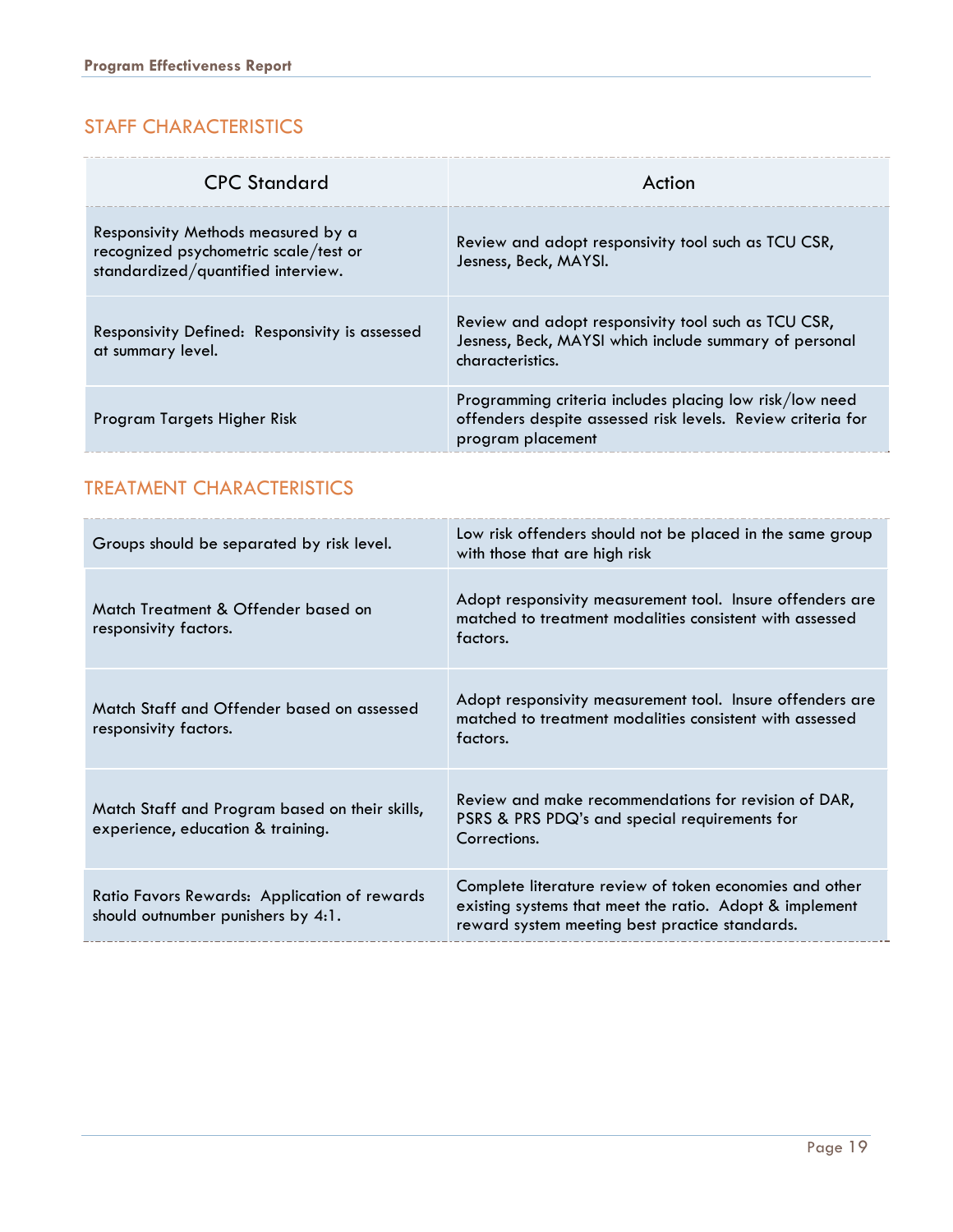## STAFF CHARACTERISTICS

| CPC Standard | Action |
| --- | --- |
| Responsivity Methods measured by a recognized psychometric scale/test or standardized/quantified interview. | Review and adopt responsivity tool such as TCU CSR, Jesness, Beck, MAYSI. |
| Responsivity Defined: Responsivity is assessed at summary level. | Review and adopt responsivity tool such as TCU CSR, Jesness, Beck, MAYSI which include summary of personal characteristics. |
| Program Targets Higher Risk | Programming criteria includes placing low risk/low need offenders despite assessed risk levels. Review criteria for program placement |

## TREATMENT CHARACTERISTICS

| CPC Standard | Action |
| --- | --- |
| Groups should be separated by risk level. | Low risk offenders should not be placed in the same group with those that are high risk |
| Match Treatment & Offender based on responsivity factors. | Adopt responsivity measurement tool. Insure offenders are matched to treatment modalities consistent with assessed factors. |
| Match Staff and Offender based on assessed responsivity factors. | Adopt responsivity measurement tool. Insure offenders are matched to treatment modalities consistent with assessed factors. |
| Match Staff and Program based on their skills, experience, education & training. | Review and make recommendations for revision of DAR, PSRS & PRS PDQ's and special requirements for Corrections. |
| Ratio Favors Rewards: Application of rewards should outnumber punishers by 4:1. | Complete literature review of token economies and other existing systems that meet the ratio. Adopt & implement reward system meeting best practice standards. |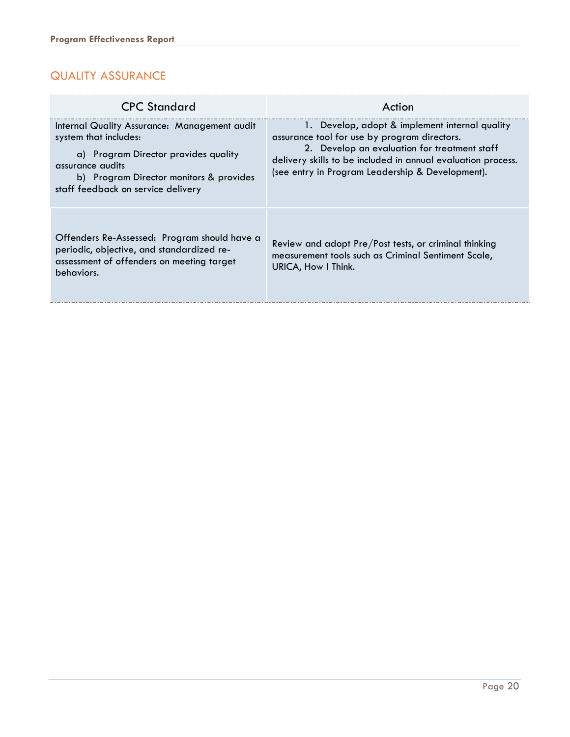## QUALITY ASSURANCE

| CPC Standard | Action |
| --- | --- |
| Internal Quality Assurance: Management audit system that includes:<br>a) Program Director provides quality assurance audits<br>b) Program Director monitors & provides staff feedback on service delivery | 1. Develop, adopt & implement internal quality assurance tool for use by program directors.<br>2. Develop an evaluation for treatment staff delivery skills to be included in annual evaluation process. (see entry in Program Leadership & Development). |
| Offenders Re-Assessed: Program should have a periodic, objective, and standardized re-assessment of offenders on meeting target behaviors. | Review and adopt Pre/Post tests, or criminal thinking measurement tools such as Criminal Sentiment Scale, URICA, How I Think. |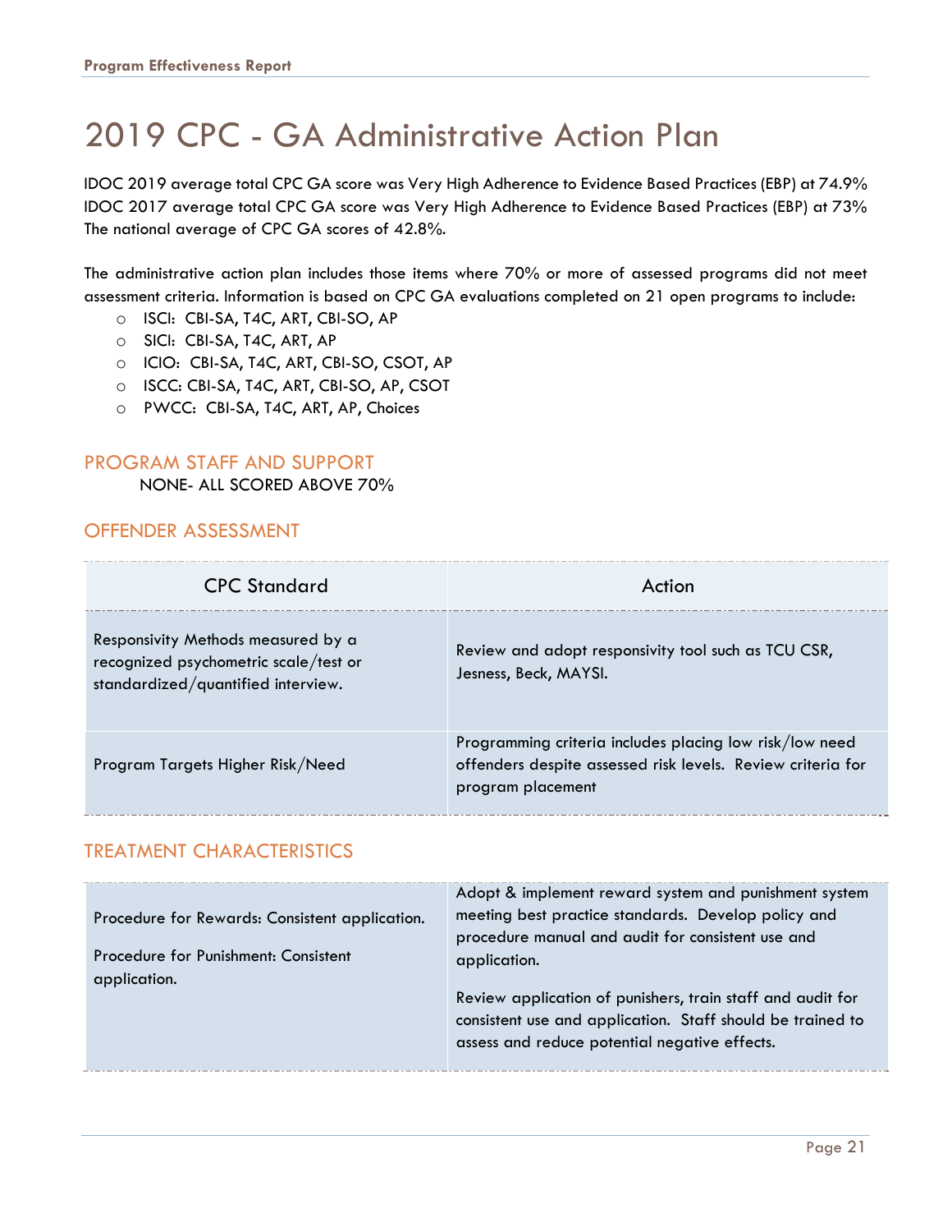# 2019 CPC - GA Administrative Action Plan

IDOC 2019 average total CPC GA score was Very High Adherence to Evidence Based Practices (EBP) at 74.9%
IDOC 2017 average total CPC GA score was Very High Adherence to Evidence Based Practices (EBP) at 73%
The national average of CPC GA scores of 42.8%.

The administrative action plan includes those items where 70% or more of assessed programs did not meet assessment criteria. Information is based on CPC GA evaluations completed on 21 open programs to include:

- ISCI: CBI-SA, T4C, ART, CBI-SO, AP
- SICI: CBI-SA, T4C, ART, AP
- ICIO: CBI-SA, T4C, ART, CBI-SO, CSOT, AP
- ISCC: CBI-SA, T4C, ART, CBI-SO, AP, CSOT
- PWCC: CBI-SA, T4C, ART, AP, Choices

## PROGRAM STAFF AND SUPPORT

NONE- ALL SCORED ABOVE 70%

## OFFENDER ASSESSMENT

| CPC Standard | Action |
|---|---|
| Responsivity Methods measured by a recognized psychometric scale/test or standardized/quantified interview. | Review and adopt responsivity tool such as TCU CSR, Jesness, Beck, MAYSI. |
| Program Targets Higher Risk/Need | Programming criteria includes placing low risk/low need offenders despite assessed risk levels. Review criteria for program placement |

## TREATMENT CHARACTERISTICS

| CPC Standard | Action |
|---|---|
| Procedure for Rewards: Consistent application.<br><br>Procedure for Punishment: Consistent application. | Adopt & implement reward system and punishment system meeting best practice standards. Develop policy and procedure manual and audit for consistent use and application.<br><br>Review application of punishers, train staff and audit for consistent use and application. Staff should be trained to assess and reduce potential negative effects. |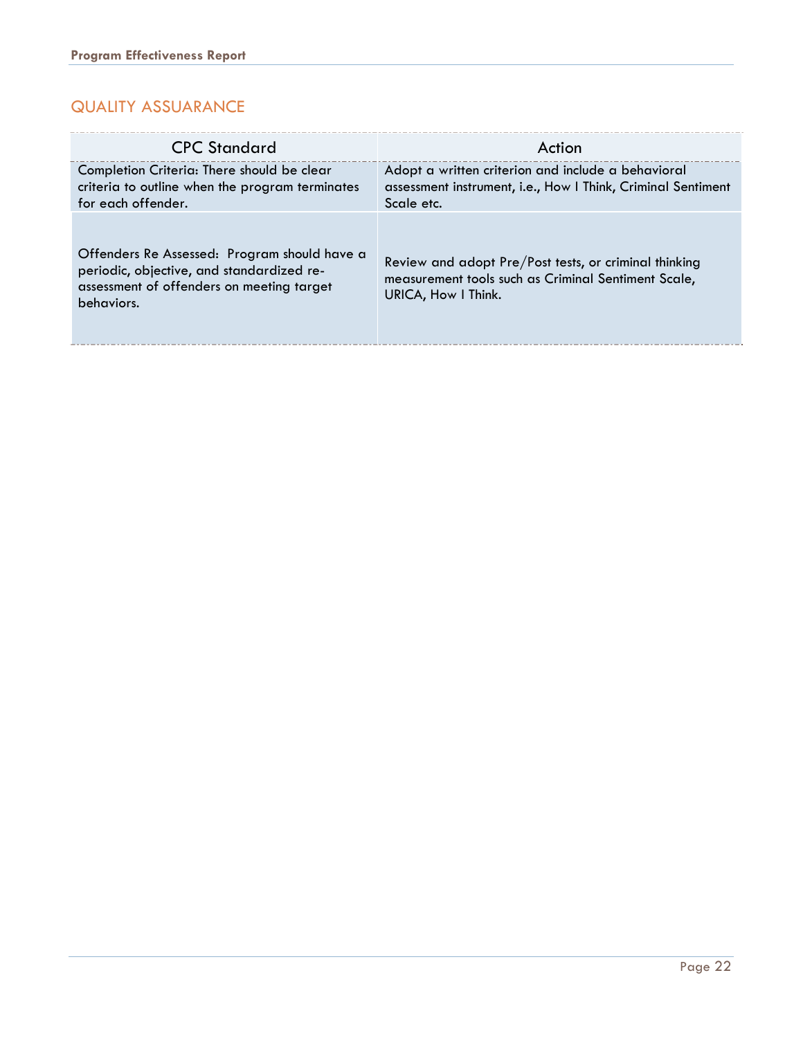## QUALITY ASSUARANCE

| CPC Standard | Action |
| --- | --- |
| Completion Criteria: There should be clear criteria to outline when the program terminates for each offender. | Adopt a written criterion and include a behavioral assessment instrument, i.e., How I Think, Criminal Sentiment Scale etc. |
| Offenders Re Assessed: Program should have a periodic, objective, and standardized re-assessment of offenders on meeting target behaviors. | Review and adopt Pre/Post tests, or criminal thinking measurement tools such as Criminal Sentiment Scale, URICA, How I Think. |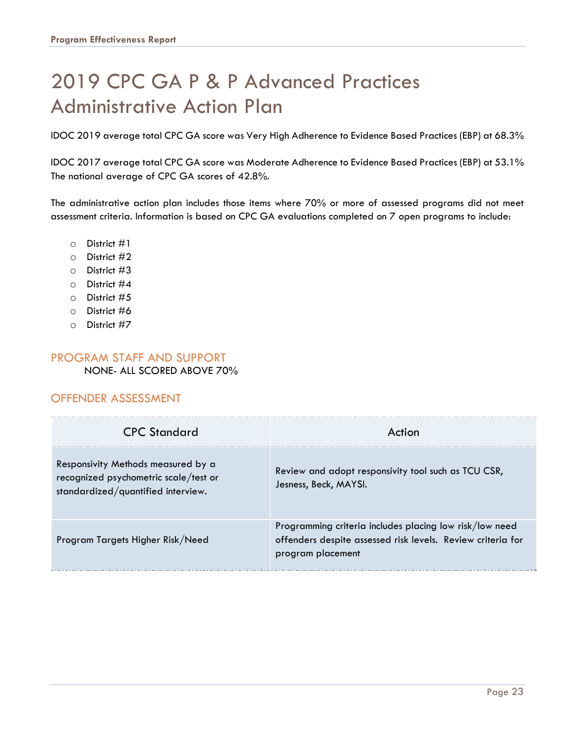# 2019 CPC GA P & P Advanced Practices Administrative Action Plan

IDOC 2019 average total CPC GA score was Very High Adherence to Evidence Based Practices (EBP) at 68.3%

IDOC 2017 average total CPC GA score was Moderate Adherence to Evidence Based Practices (EBP) at 53.1%
The national average of CPC GA scores of 42.8%.

The administrative action plan includes those items where 70% or more of assessed programs did not meet assessment criteria. Information is based on CPC GA evaluations completed on 7 open programs to include:

- District #1
- District #2
- District #3
- District #4
- District #5
- District #6
- District #7

## PROGRAM STAFF AND SUPPORT

NONE- ALL SCORED ABOVE 70%

## OFFENDER ASSESSMENT

| CPC Standard | Action |
|---|---|
| Responsivity Methods measured by a recognized psychometric scale/test or standardized/quantified interview. | Review and adopt responsivity tool such as TCU CSR, Jesness, Beck, MAYSI. |
| Program Targets Higher Risk/Need | Programming criteria includes placing low risk/low need offenders despite assessed risk levels. Review criteria for program placement |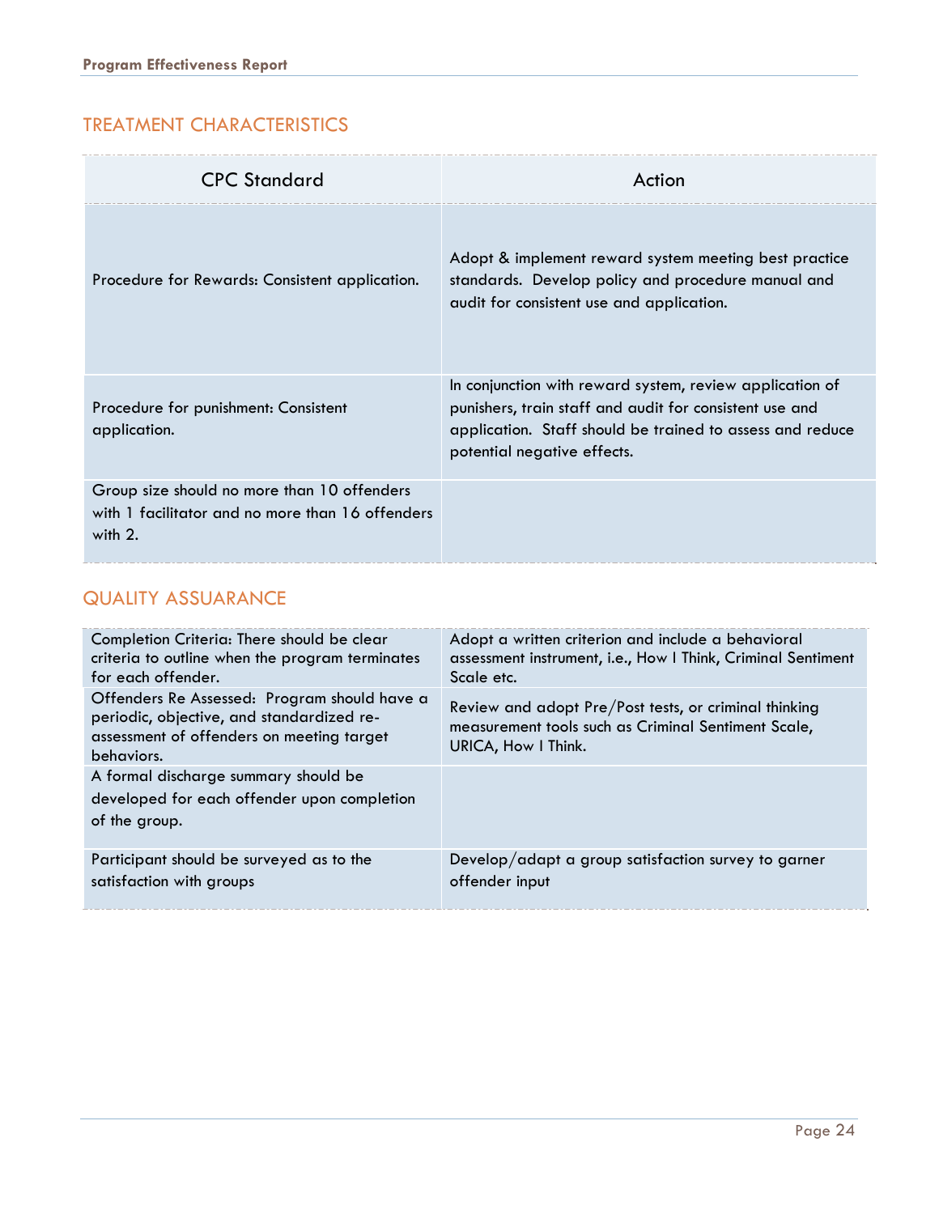## TREATMENT CHARACTERISTICS

| CPC Standard | Action |
|---|---|
| Procedure for Rewards: Consistent application. | Adopt & implement reward system meeting best practice standards. Develop policy and procedure manual and audit for consistent use and application. |
| Procedure for punishment: Consistent application. | In conjunction with reward system, review application of punishers, train staff and audit for consistent use and application. Staff should be trained to assess and reduce potential negative effects. |
| Group size should no more than 10 offenders with 1 facilitator and no more than 16 offenders with 2. | |

## QUALITY ASSUARANCE

| | |
|---|---|
| Completion Criteria: There should be clear criteria to outline when the program terminates for each offender. | Adopt a written criterion and include a behavioral assessment instrument, i.e., How I Think, Criminal Sentiment Scale etc. |
| Offenders Re Assessed: Program should have a periodic, objective, and standardized re-assessment of offenders on meeting target behaviors. | Review and adopt Pre/Post tests, or criminal thinking measurement tools such as Criminal Sentiment Scale, URICA, How I Think. |
| A formal discharge summary should be developed for each offender upon completion of the group. | |
| Participant should be surveyed as to the satisfaction with groups | Develop/adapt a group satisfaction survey to garner offender input |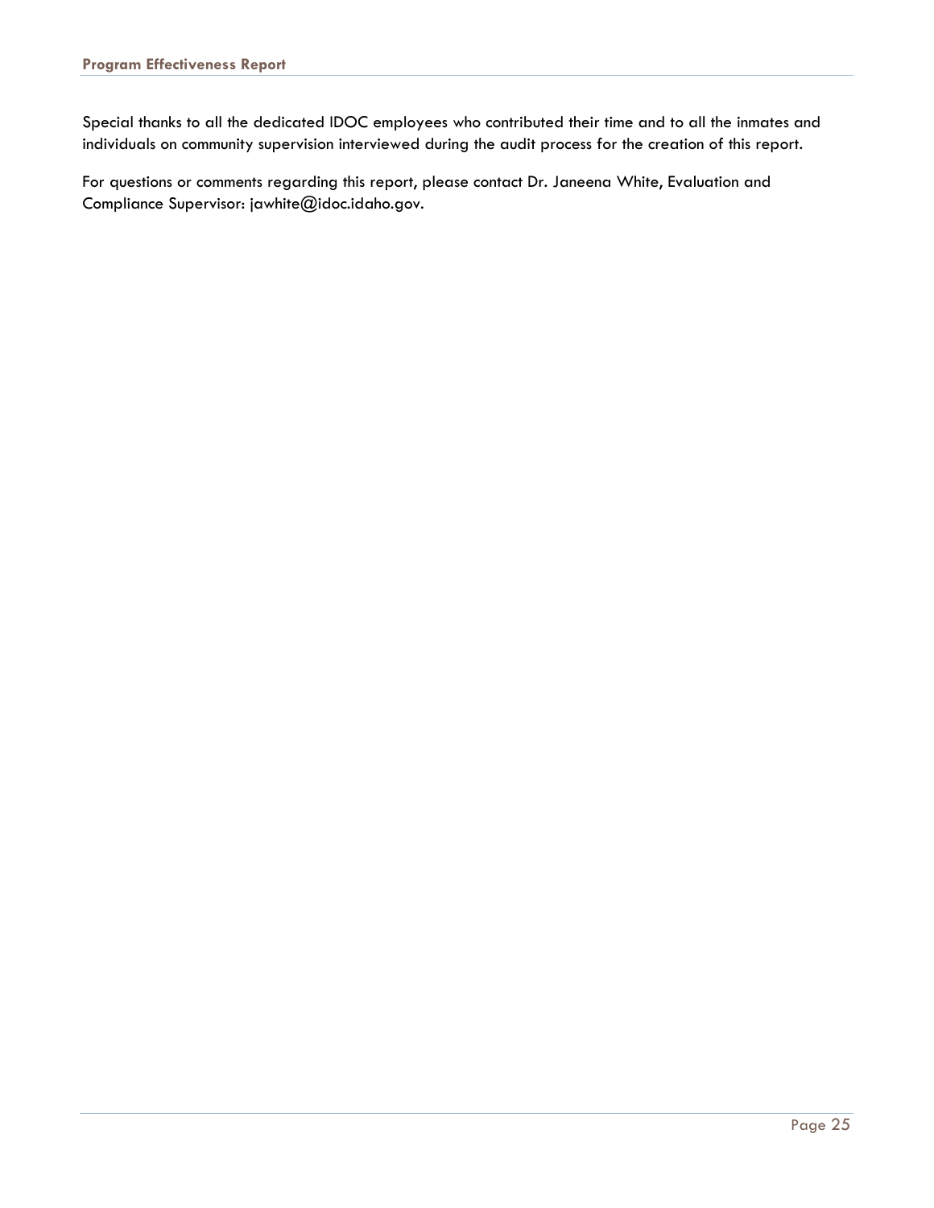Special thanks to all the dedicated IDOC employees who contributed their time and to all the inmates and individuals on community supervision interviewed during the audit process for the creation of this report.

For questions or comments regarding this report, please contact Dr. Janeena White, Evaluation and Compliance Supervisor: jawhite@idoc.idaho.gov.